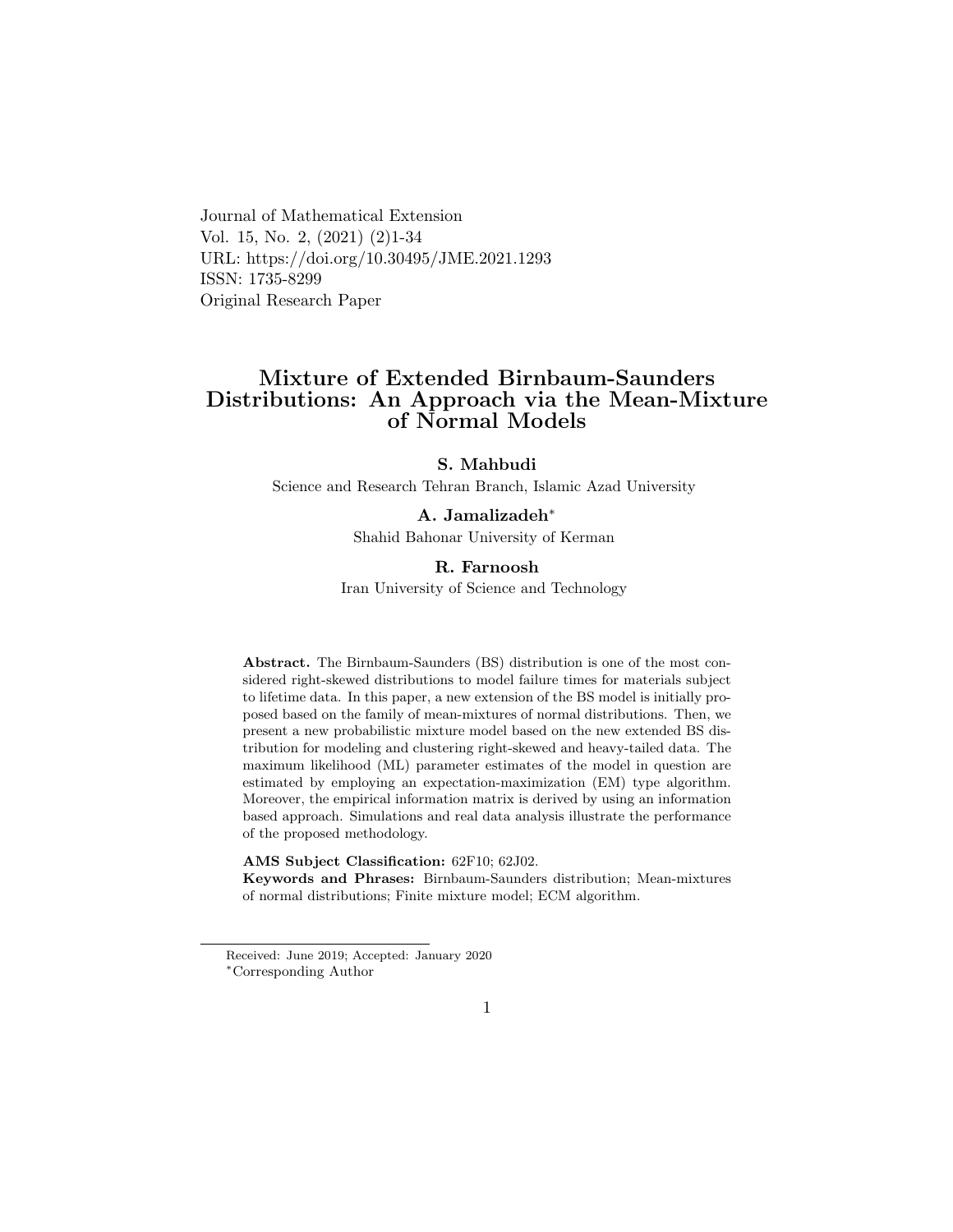Journal of Mathematical Extension
Vol. 15, No. 2, (2021) (2)1-34
URL: https://doi.org/10.30495/JME.2021.1293
ISSN: 1735-8299
Original Research Paper

# Mixture of Extended Birnbaum-Saunders Distributions: An Approach via the Mean-Mixture of Normal Models

**S. Mahbudi**

Science and Research Tehran Branch, Islamic Azad University

**A. Jamalizadeh***

Shahid Bahonar University of Kerman

**R. Farnoosh**

Iran University of Science and Technology

**Abstract.** The Birnbaum-Saunders (BS) distribution is one of the most considered right-skewed distributions to model failure times for materials subject to lifetime data. In this paper, a new extension of the BS model is initially proposed based on the family of mean-mixtures of normal distributions. Then, we present a new probabilistic mixture model based on the new extended BS distribution for modeling and clustering right-skewed and heavy-tailed data. The maximum likelihood (ML) parameter estimates of the model in question are estimated by employing an expectation-maximization (EM) type algorithm. Moreover, the empirical information matrix is derived by using an information based approach. Simulations and real data analysis illustrate the performance of the proposed methodology.

**AMS Subject Classification:** 62F10; 62J02.
**Keywords and Phrases:** Birnbaum-Saunders distribution; Mean-mixtures of normal distributions; Finite mixture model; ECM algorithm.

Received: June 2019; Accepted: January 2020
*Corresponding Author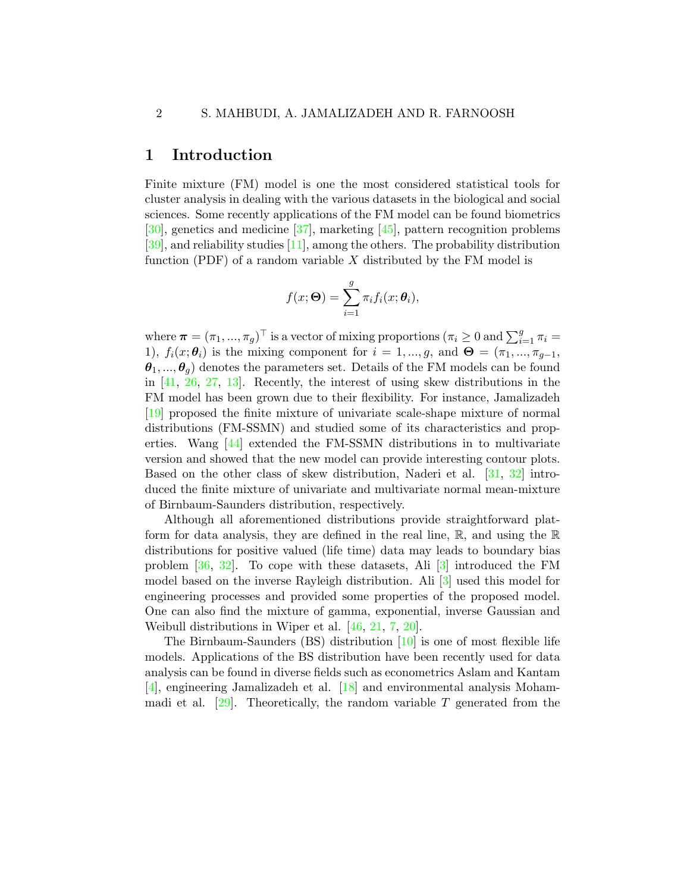# 1 Introduction

Finite mixture (FM) model is one the most considered statistical tools for cluster analysis in dealing with the various datasets in the biological and social sciences. Some recently applications of the FM model can be found biometrics [30], genetics and medicine [37], marketing [45], pattern recognition problems [39], and reliability studies [11], among the others. The probability distribution function (PDF) of a random variable $X$ distributed by the FM model is

$$f(x;\boldsymbol{\Theta}) = \sum_{i=1}^{g} \pi_i f_i(x;\boldsymbol{\theta}_i),$$

where $\boldsymbol{\pi} = (\pi_1, ..., \pi_g)^\top$ is a vector of mixing proportions ($\pi_i \geq 0$ and $\sum_{i=1}^{g} \pi_i = 1$), $f_i(x;\boldsymbol{\theta}_i)$ is the mixing component for $i = 1, ..., g$, and $\boldsymbol{\Theta} = (\pi_1, ..., \pi_{g-1}, \boldsymbol{\theta}_1, ..., \boldsymbol{\theta}_g)$ denotes the parameters set. Details of the FM models can be found in [41, 26, 27, 13]. Recently, the interest of using skew distributions in the FM model has been grown due to their flexibility. For instance, Jamalizadeh [19] proposed the finite mixture of univariate scale-shape mixture of normal distributions (FM-SSMN) and studied some of its characteristics and properties. Wang [44] extended the FM-SSMN distributions in to multivariate version and showed that the new model can provide interesting contour plots. Based on the other class of skew distribution, Naderi et al. [31, 32] introduced the finite mixture of univariate and multivariate normal mean-mixture of Birnbaum-Saunders distribution, respectively.

Although all aforementioned distributions provide straightforward platform for data analysis, they are defined in the real line, $\mathbb{R}$, and using the $\mathbb{R}$ distributions for positive valued (life time) data may leads to boundary bias problem [36, 32]. To cope with these datasets, Ali [3] introduced the FM model based on the inverse Rayleigh distribution. Ali [3] used this model for engineering processes and provided some properties of the proposed model. One can also find the mixture of gamma, exponential, inverse Gaussian and Weibull distributions in Wiper et al. [46, 21, 7, 20].

The Birnbaum-Saunders (BS) distribution [10] is one of most flexible life models. Applications of the BS distribution have been recently used for data analysis can be found in diverse fields such as econometrics Aslam and Kantam [4], engineering Jamalizadeh et al. [18] and environmental analysis Mohammadi et al. [29]. Theoretically, the random variable $T$ generated from the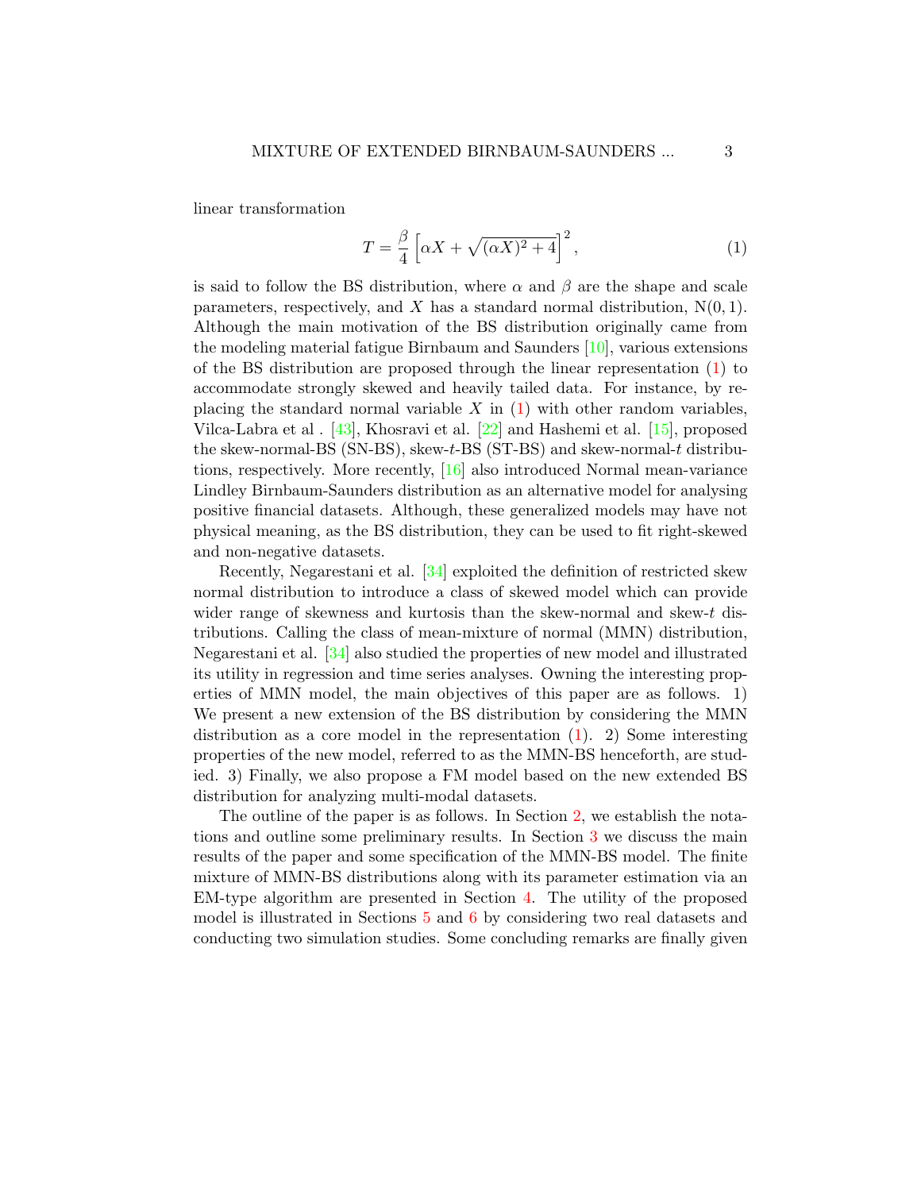linear transformation

$$T = \frac{\beta}{4}\left[\alpha X + \sqrt{(\alpha X)^2 + 4}\right]^2, \tag{1}$$

is said to follow the BS distribution, where $\alpha$ and $\beta$ are the shape and scale parameters, respectively, and $X$ has a standard normal distribution, $\mathrm{N}(0, 1)$. Although the main motivation of the BS distribution originally came from the modeling material fatigue Birnbaum and Saunders [10], various extensions of the BS distribution are proposed through the linear representation (1) to accommodate strongly skewed and heavily tailed data. For instance, by replacing the standard normal variable $X$ in (1) with other random variables, Vilca-Labra et al . [43], Khosravi et al. [22] and Hashemi et al. [15], proposed the skew-normal-BS (SN-BS), skew-$t$-BS (ST-BS) and skew-normal-$t$ distributions, respectively. More recently, [16] also introduced Normal mean-variance Lindley Birnbaum-Saunders distribution as an alternative model for analysing positive financial datasets. Although, these generalized models may have not physical meaning, as the BS distribution, they can be used to fit right-skewed and non-negative datasets.

Recently, Negarestani et al. [34] exploited the definition of restricted skew normal distribution to introduce a class of skewed model which can provide wider range of skewness and kurtosis than the skew-normal and skew-$t$ distributions. Calling the class of mean-mixture of normal (MMN) distribution, Negarestani et al. [34] also studied the properties of new model and illustrated its utility in regression and time series analyses. Owning the interesting properties of MMN model, the main objectives of this paper are as follows. 1) We present a new extension of the BS distribution by considering the MMN distribution as a core model in the representation (1). 2) Some interesting properties of the new model, referred to as the MMN-BS henceforth, are studied. 3) Finally, we also propose a FM model based on the new extended BS distribution for analyzing multi-modal datasets.

The outline of the paper is as follows. In Section 2, we establish the notations and outline some preliminary results. In Section 3 we discuss the main results of the paper and some specification of the MMN-BS model. The finite mixture of MMN-BS distributions along with its parameter estimation via an EM-type algorithm are presented in Section 4. The utility of the proposed model is illustrated in Sections 5 and 6 by considering two real datasets and conducting two simulation studies. Some concluding remarks are finally given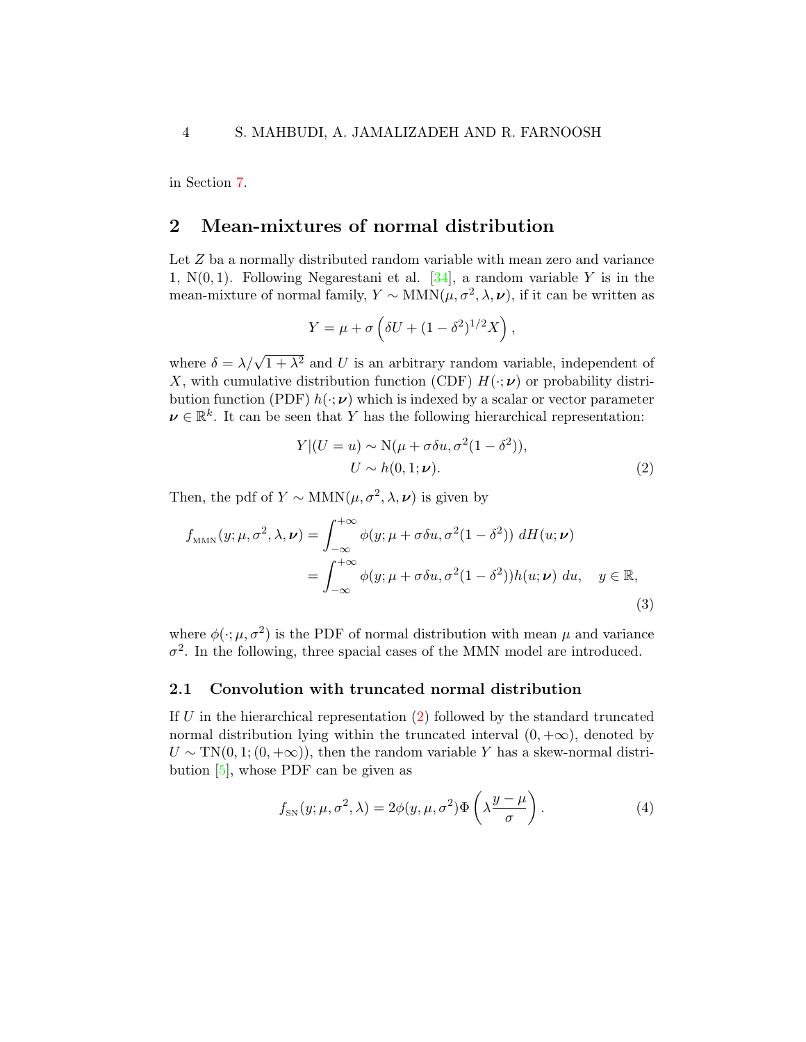in Section 7.

## 2 Mean-mixtures of normal distribution

Let $Z$ ba a normally distributed random variable with mean zero and variance 1, $\mathrm{N}(0,1)$. Following Negarestani et al. [34], a random variable $Y$ is in the mean-mixture of normal family, $Y \sim \mathrm{MMN}(\mu, \sigma^2, \lambda, \boldsymbol{\nu})$, if it can be written as

$$Y = \mu + \sigma\left(\delta U + (1-\delta^2)^{1/2} X\right),$$

where $\delta = \lambda/\sqrt{1+\lambda^2}$ and $U$ is an arbitrary random variable, independent of $X$, with cumulative distribution function (CDF) $H(\cdot;\boldsymbol{\nu})$ or probability distribution function (PDF) $h(\cdot;\boldsymbol{\nu})$ which is indexed by a scalar or vector parameter $\boldsymbol{\nu} \in \mathbb{R}^k$. It can be seen that $Y$ has the following hierarchical representation:

$$\begin{aligned} Y|(U=u) &\sim \mathrm{N}(\mu + \sigma\delta u, \sigma^2(1-\delta^2)), \\ U &\sim h(0, 1; \boldsymbol{\nu}). \end{aligned} \tag{2}$$

Then, the pdf of $Y \sim \mathrm{MMN}(\mu, \sigma^2, \lambda, \boldsymbol{\nu})$ is given by

$$\begin{aligned} f_{\mathrm{MMN}}(y;\mu,\sigma^2,\lambda,\boldsymbol{\nu}) &= \int_{-\infty}^{+\infty} \phi(y;\mu+\sigma\delta u, \sigma^2(1-\delta^2))\; dH(u;\boldsymbol{\nu}) \\ &= \int_{-\infty}^{+\infty} \phi(y;\mu+\sigma\delta u, \sigma^2(1-\delta^2)) h(u;\boldsymbol{\nu})\; du, \quad y \in \mathbb{R}, \end{aligned} \tag{3}$$

where $\phi(\cdot;\mu,\sigma^2)$ is the PDF of normal distribution with mean $\mu$ and variance $\sigma^2$. In the following, three spacial cases of the MMN model are introduced.

### 2.1 Convolution with truncated normal distribution

If $U$ in the hierarchical representation (2) followed by the standard truncated normal distribution lying within the truncated interval $(0,+\infty)$, denoted by $U \sim \mathrm{TN}(0,1;(0,+\infty))$, then the random variable $Y$ has a skew-normal distribution [5], whose PDF can be given as

$$f_{\mathrm{SN}}(y;\mu,\sigma^2,\lambda) = 2\phi(y,\mu,\sigma^2)\Phi\left(\lambda\frac{y-\mu}{\sigma}\right). \tag{4}$$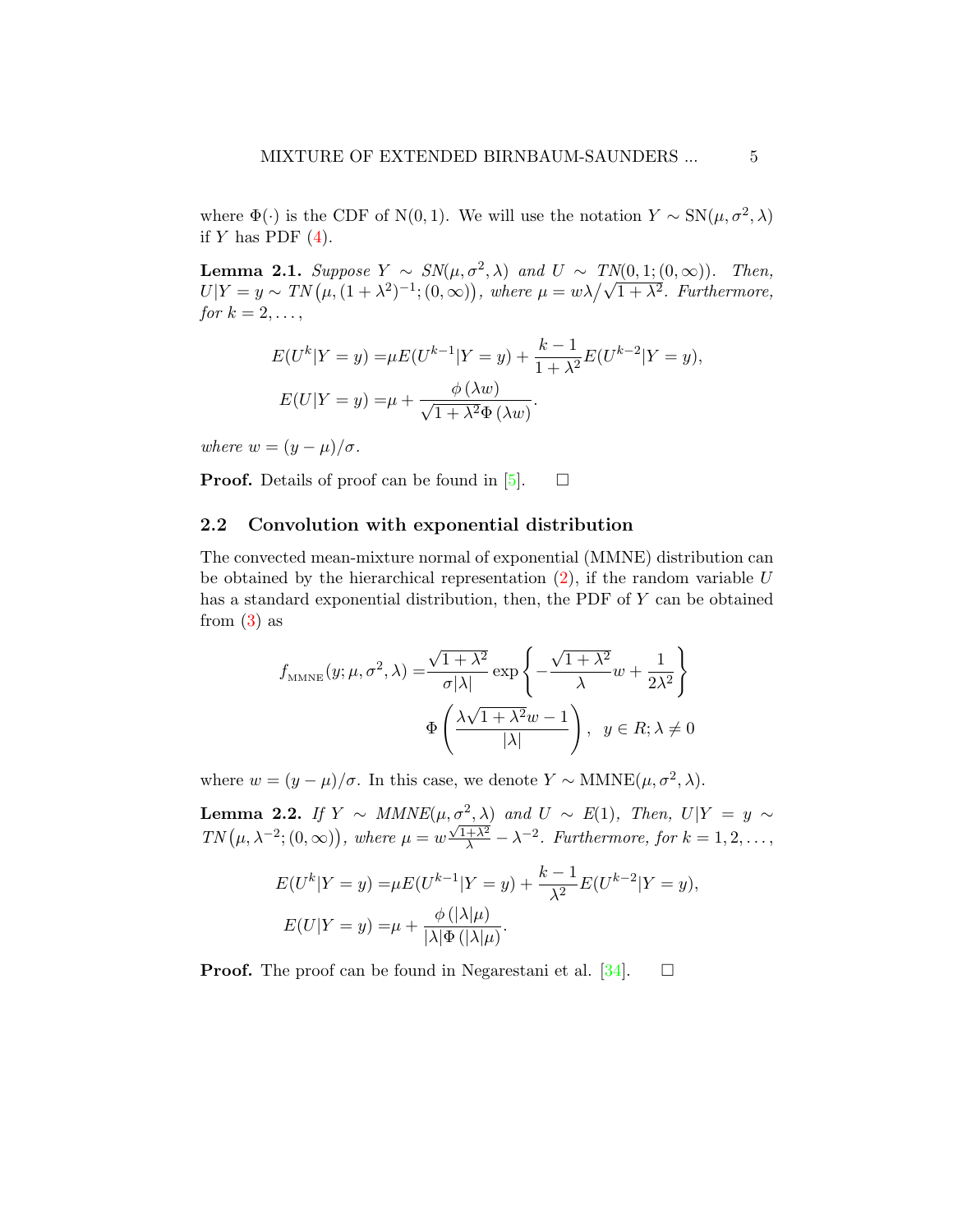where $\Phi(\cdot)$ is the CDF of N(0, 1). We will use the notation $Y \sim \mathrm{SN}(\mu, \sigma^2, \lambda)$ if $Y$ has PDF (4).

**Lemma 2.1.** *Suppose $Y \sim SN(\mu, \sigma^2, \lambda)$ and $U \sim TN(0, 1; (0, \infty))$. Then, $U|Y = y \sim TN\big(\mu, (1 + \lambda^2)^{-1}; (0, \infty)\big)$, where $\mu = w\lambda\big/\sqrt{1 + \lambda^2}$. Furthermore, for $k = 2, \dots,$*

$$
\begin{aligned}
E(U^k|Y = y) =& \mu E(U^{k-1}|Y = y) + \frac{k-1}{1+\lambda^2} E(U^{k-2}|Y = y),\\
E(U|Y = y) =& \mu + \frac{\phi\left(\lambda w\right)}{\sqrt{1+\lambda^2}\Phi\left(\lambda w\right)}.
\end{aligned}
$$

*where $w = (y - \mu)/\sigma$.*

**Proof.** Details of proof can be found in [5]. □

## 2.2 Convolution with exponential distribution

The convected mean-mixture normal of exponential (MMNE) distribution can be obtained by the hierarchical representation (2), if the random variable $U$ has a standard exponential distribution, then, the PDF of $Y$ can be obtained from (3) as

$$
\begin{aligned}
f_{\text{MMNE}}(y; \mu, \sigma^2, \lambda) =& \frac{\sqrt{1+\lambda^2}}{\sigma|\lambda|} \exp\left\{ -\frac{\sqrt{1+\lambda^2}}{\lambda} w + \frac{1}{2\lambda^2} \right\}\\
& \Phi\left( \frac{\lambda\sqrt{1+\lambda^2} w - 1}{|\lambda|} \right), \quad y \in R; \lambda \neq 0
\end{aligned}
$$

where $w = (y - \mu)/\sigma$. In this case, we denote $Y \sim \mathrm{MMNE}(\mu, \sigma^2, \lambda)$.

**Lemma 2.2.** *If $Y \sim MMNE(\mu, \sigma^2, \lambda)$ and $U \sim E(1)$, Then, $U|Y = y \sim TN\big(\mu, \lambda^{-2}; (0, \infty)\big)$, where $\mu = w\frac{\sqrt{1+\lambda^2}}{\lambda} - \lambda^{-2}$. Furthermore, for $k = 1, 2, \dots,$*

$$
\begin{aligned}
E(U^k|Y = y) =& \mu E(U^{k-1}|Y = y) + \frac{k-1}{\lambda^2} E(U^{k-2}|Y = y),\\
E(U|Y = y) =& \mu + \frac{\phi\left(|\lambda|\mu\right)}{|\lambda|\Phi\left(|\lambda|\mu\right)}.
\end{aligned}
$$

**Proof.** The proof can be found in Negarestani et al. [34]. □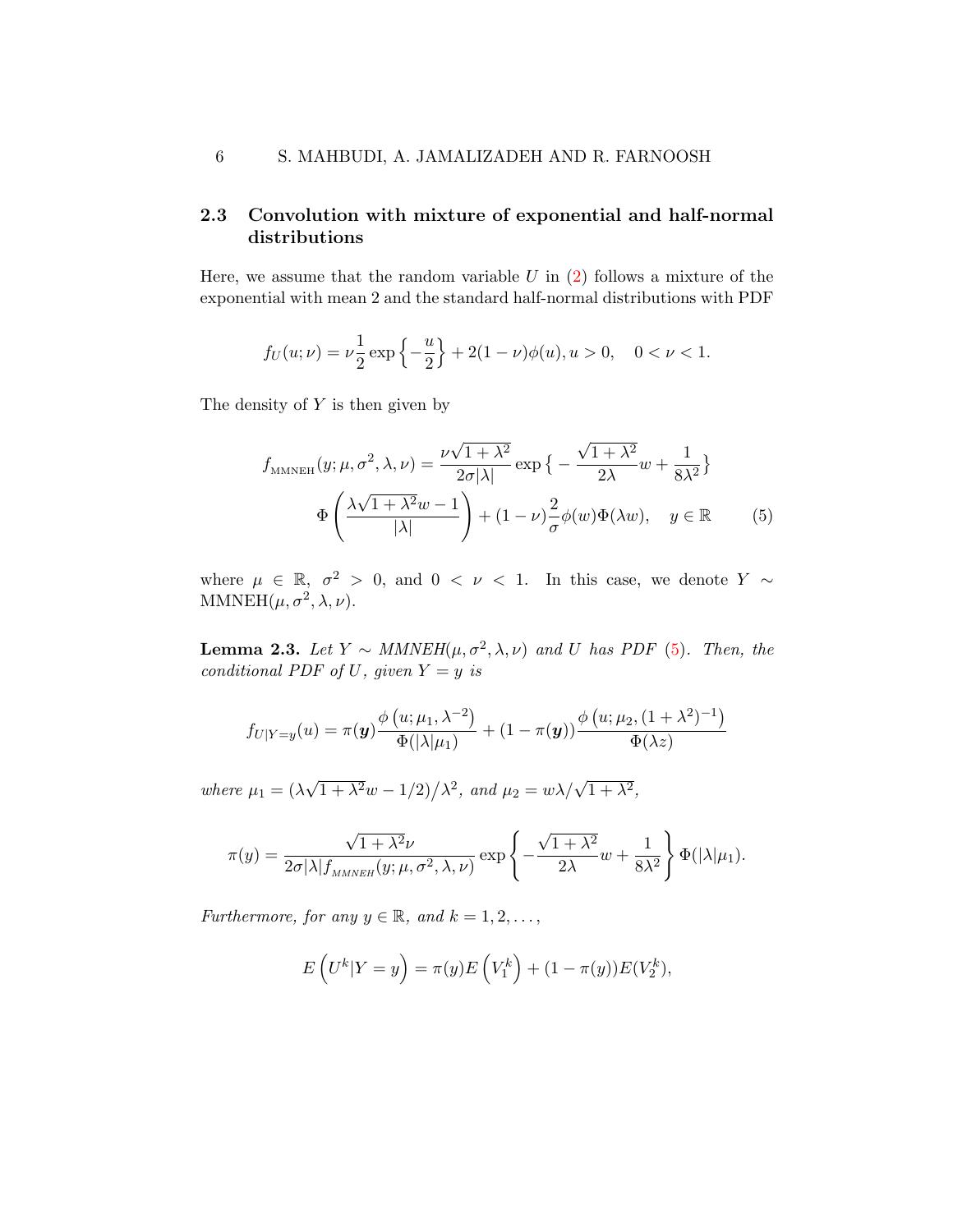## 2.3 Convolution with mixture of exponential and half-normal distributions

Here, we assume that the random variable $U$ in (2) follows a mixture of the exponential with mean 2 and the standard half-normal distributions with PDF

$$f_U(u;\nu) = \nu \frac{1}{2} \exp\left\{-\frac{u}{2}\right\} + 2(1-\nu)\phi(u), u > 0, \quad 0 < \nu < 1.$$

The density of $Y$ is then given by

$$f_{\text{MMNEH}}(y;\mu,\sigma^2,\lambda,\nu) = \frac{\nu\sqrt{1+\lambda^2}}{2\sigma|\lambda|} \exp\big\{-\frac{\sqrt{1+\lambda^2}}{2\lambda}w + \frac{1}{8\lambda^2}\big\}$$
$$\Phi\left(\frac{\lambda\sqrt{1+\lambda^2}w - 1}{|\lambda|}\right) + (1-\nu)\frac{2}{\sigma}\phi(w)\Phi(\lambda w), \quad y \in \mathbb{R} \tag{5}$$

where $\mu \in \mathbb{R}$, $\sigma^2 > 0$, and $0 < \nu < 1$. In this case, we denote $Y \sim \text{MMNEH}(\mu, \sigma^2, \lambda, \nu)$.

**Lemma 2.3.** *Let $Y \sim MMNEH(\mu, \sigma^2, \lambda, \nu)$ and $U$ has PDF (5). Then, the conditional PDF of $U$, given $Y = y$ is*

$$f_{U|Y=y}(u) = \pi(\boldsymbol{y})\frac{\phi\left(u;\mu_1,\lambda^{-2}\right)}{\Phi(|\lambda|\mu_1)} + (1-\pi(\boldsymbol{y}))\frac{\phi\left(u;\mu_2,(1+\lambda^2)^{-1}\right)}{\Phi(\lambda z)}$$

*where $\mu_1 = (\lambda\sqrt{1+\lambda^2}w - 1/2)\big/\lambda^2$, and $\mu_2 = w\lambda/\sqrt{1+\lambda^2}$,*

$$\pi(y) = \frac{\sqrt{1+\lambda^2}\nu}{2\sigma|\lambda|f_{MMNEH}(y;\mu,\sigma^2,\lambda,\nu)} \exp\left\{-\frac{\sqrt{1+\lambda^2}}{2\lambda}w + \frac{1}{8\lambda^2}\right\}\Phi(|\lambda|\mu_1).$$

*Furthermore, for any $y \in \mathbb{R}$, and $k = 1, 2, \ldots$,*

$$E\left(U^k|Y=y\right) = \pi(y)E\left(V_1^k\right) + (1-\pi(y))E(V_2^k),$$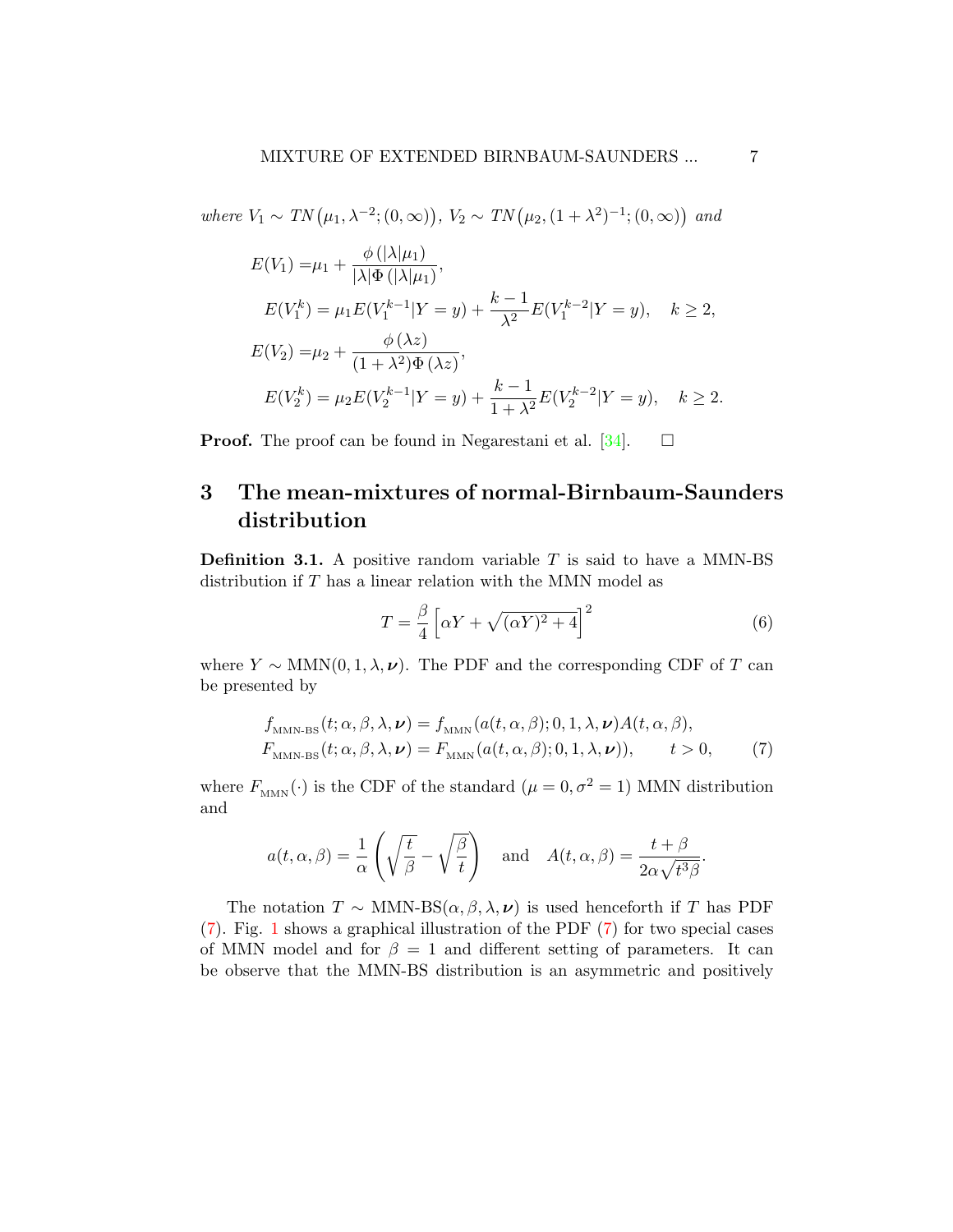*where* $V_1 \sim TN\big(\mu_1, \lambda^{-2}; (0,\infty)\big)$, $V_2 \sim TN\big(\mu_2, (1+\lambda^2)^{-1}; (0,\infty)\big)$ *and*

$$
\begin{aligned}
E(V_1) =& \mu_1 + \frac{\phi\left(|\lambda|\mu_1\right)}{|\lambda|\Phi\left(|\lambda|\mu_1\right)},\\
&E(V_1^k) = \mu_1 E(V_1^{k-1}|Y=y) + \frac{k-1}{\lambda^2}E(V_1^{k-2}|Y=y), \quad k \geq 2,\\
E(V_2) =& \mu_2 + \frac{\phi\left(\lambda z\right)}{(1+\lambda^2)\Phi\left(\lambda z\right)},\\
&E(V_2^k) = \mu_2 E(V_2^{k-1}|Y=y) + \frac{k-1}{1+\lambda^2}E(V_2^{k-2}|Y=y), \quad k \geq 2.
\end{aligned}
$$

**Proof.** The proof can be found in Negarestani et al. [34]. □

## 3 The mean-mixtures of normal-Birnbaum-Saunders distribution

**Definition 3.1.** A positive random variable $T$ is said to have a MMN-BS distribution if $T$ has a linear relation with the MMN model as

$$
T = \frac{\beta}{4}\left[\alpha Y + \sqrt{(\alpha Y)^2 + 4}\right]^2 \tag{6}
$$

where $Y \sim \mathrm{MMN}(0, 1, \lambda, \boldsymbol{\nu})$. The PDF and the corresponding CDF of $T$ can be presented by

$$
\begin{aligned}
&f_{\text{MMN-BS}}(t; \alpha, \beta, \lambda, \boldsymbol{\nu}) = f_{\text{MMN}}(a(t,\alpha,\beta); 0, 1, \lambda, \boldsymbol{\nu})A(t,\alpha,\beta),\\
&F_{\text{MMN-BS}}(t; \alpha, \beta, \lambda, \boldsymbol{\nu}) = F_{\text{MMN}}(a(t,\alpha,\beta); 0, 1, \lambda, \boldsymbol{\nu})), \qquad t > 0,
\end{aligned} \tag{7}
$$

where $F_{\text{MMN}}(\cdot)$ is the CDF of the standard ($\mu = 0, \sigma^2 = 1$) MMN distribution and

$$
a(t,\alpha,\beta) = \frac{1}{\alpha}\left(\sqrt{\frac{t}{\beta}} - \sqrt{\frac{\beta}{t}}\right) \quad \text{and} \quad A(t,\alpha,\beta) = \frac{t+\beta}{2\alpha\sqrt{t^3\beta}}.
$$

The notation $T \sim \mathrm{MMN\text{-}BS}(\alpha, \beta, \lambda, \boldsymbol{\nu})$ is used henceforth if $T$ has PDF (7). Fig. 1 shows a graphical illustration of the PDF (7) for two special cases of MMN model and for $\beta = 1$ and different setting of parameters. It can be observe that the MMN-BS distribution is an asymmetric and positively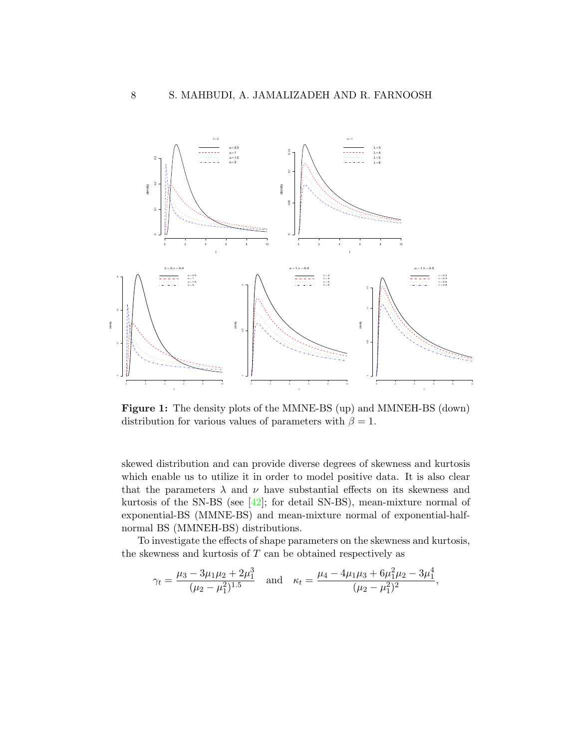**Figure 1:** The density plots of the MMNE-BS (up) and MMNEH-BS (down) distribution for various values of parameters with $\beta = 1$.

skewed distribution and can provide diverse degrees of skewness and kurtosis which enable us to utilize it in order to model positive data. It is also clear that the parameters $\lambda$ and $\nu$ have substantial effects on its skewness and kurtosis of the SN-BS (see [42]; for detail SN-BS), mean-mixture normal of exponential-BS (MMNE-BS) and mean-mixture normal of exponential-half-normal BS (MMNEH-BS) distributions.

To investigate the effects of shape parameters on the skewness and kurtosis, the skewness and kurtosis of $T$ can be obtained respectively as

$$\gamma_t = \frac{\mu_3 - 3\mu_1\mu_2 + 2\mu_1^3}{(\mu_2 - \mu_1^2)^{1.5}} \quad \text{and} \quad \kappa_t = \frac{\mu_4 - 4\mu_1\mu_3 + 6\mu_1^2\mu_2 - 3\mu_1^4}{(\mu_2 - \mu_1^2)^2},$$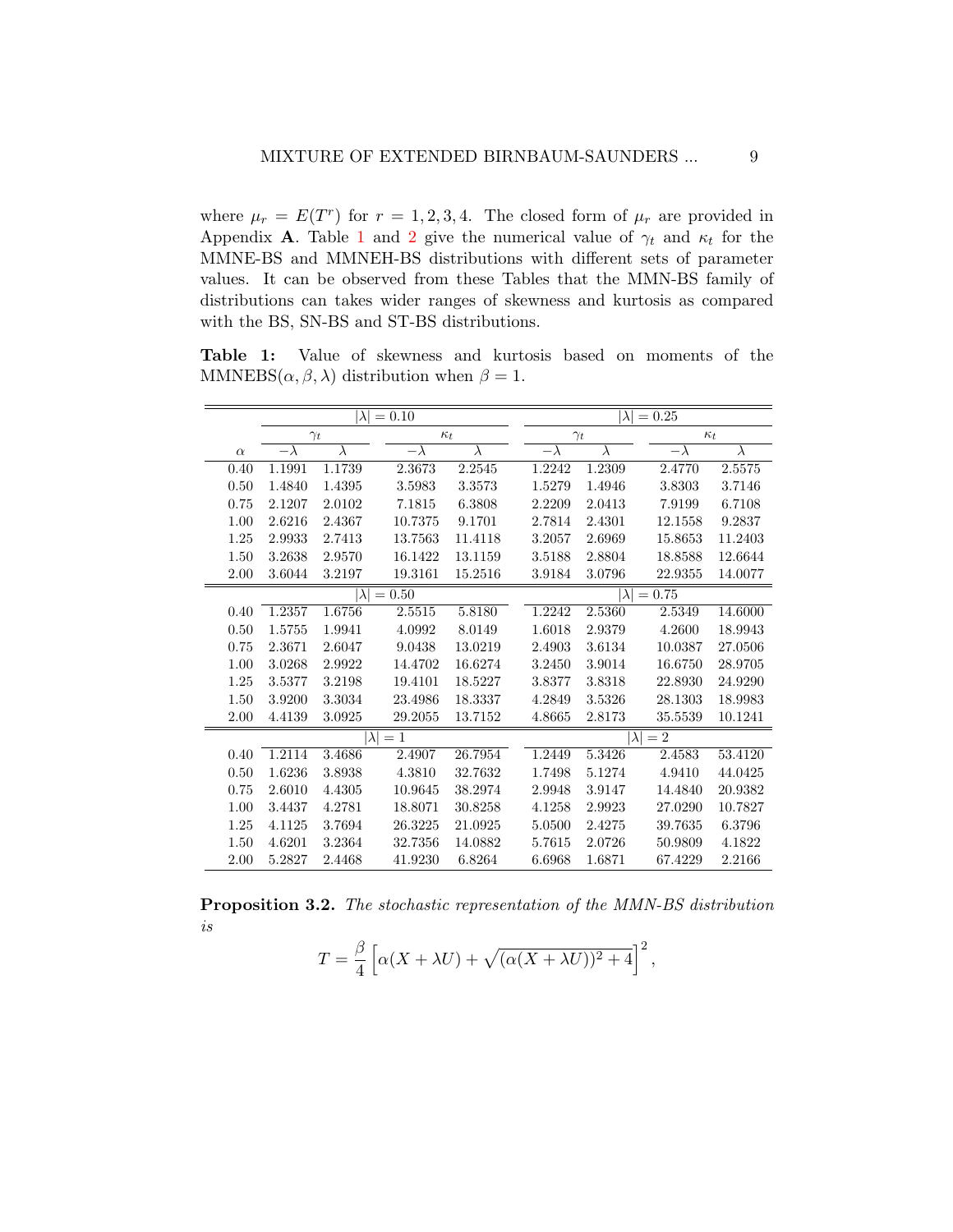where $\mu_r = E(T^r)$ for $r = 1, 2, 3, 4$. The closed form of $\mu_r$ are provided in Appendix **A**. Table 1 and 2 give the numerical value of $\gamma_t$ and $\kappa_t$ for the MMNE-BS and MMNEH-BS distributions with different sets of parameter values. It can be observed from these Tables that the MMN-BS family of distributions can takes wider ranges of skewness and kurtosis as compared with the BS, SN-BS and ST-BS distributions.

**Table 1:** Value of skewness and kurtosis based on moments of the MMNEBS$(\alpha, \beta, \lambda)$ distribution when $\beta = 1$.

| | $\lvert\lambda\rvert = 0.10$ | | | | $\lvert\lambda\rvert = 0.25$ | | | |
|---|---|---|---|---|---|---|---|---|
| | $\gamma_t$ | | $\kappa_t$ | | $\gamma_t$ | | $\kappa_t$ | |
| $\alpha$ | $-\lambda$ | $\lambda$ | $-\lambda$ | $\lambda$ | $-\lambda$ | $\lambda$ | $-\lambda$ | $\lambda$ |
| 0.40 | 1.1991 | 1.1739 | 2.3673 | 2.2545 | 1.2242 | 1.2309 | 2.4770 | 2.5575 |
| 0.50 | 1.4840 | 1.4395 | 3.5983 | 3.3573 | 1.5279 | 1.4946 | 3.8303 | 3.7146 |
| 0.75 | 2.1207 | 2.0102 | 7.1815 | 6.3808 | 2.2209 | 2.0413 | 7.9199 | 6.7108 |
| 1.00 | 2.6216 | 2.4367 | 10.7375 | 9.1701 | 2.7814 | 2.4301 | 12.1558 | 9.2837 |
| 1.25 | 2.9933 | 2.7413 | 13.7563 | 11.4118 | 3.2057 | 2.6969 | 15.8653 | 11.2403 |
| 1.50 | 3.2638 | 2.9570 | 16.1422 | 13.1159 | 3.5188 | 2.8804 | 18.8588 | 12.6644 |
| 2.00 | 3.6044 | 3.2197 | 19.3161 | 15.2516 | 3.9184 | 3.0796 | 22.9355 | 14.0077 |
| | $\lvert\lambda\rvert = 0.50$ | | | | $\lvert\lambda\rvert = 0.75$ | | | |
| 0.40 | 1.2357 | 1.6756 | 2.5515 | 5.8180 | 1.2242 | 2.5360 | 2.5349 | 14.6000 |
| 0.50 | 1.5755 | 1.9941 | 4.0992 | 8.0149 | 1.6018 | 2.9379 | 4.2600 | 18.9943 |
| 0.75 | 2.3671 | 2.6047 | 9.0438 | 13.0219 | 2.4903 | 3.6134 | 10.0387 | 27.0506 |
| 1.00 | 3.0268 | 2.9922 | 14.4702 | 16.6274 | 3.2450 | 3.9014 | 16.6750 | 28.9705 |
| 1.25 | 3.5377 | 3.2198 | 19.4101 | 18.5227 | 3.8377 | 3.8318 | 22.8930 | 24.9290 |
| 1.50 | 3.9200 | 3.3034 | 23.4986 | 18.3337 | 4.2849 | 3.5326 | 28.1303 | 18.9983 |
| 2.00 | 4.4139 | 3.0925 | 29.2055 | 13.7152 | 4.8665 | 2.8173 | 35.5539 | 10.1241 |
| | $\lvert\lambda\rvert = 1$ | | | | $\lvert\lambda\rvert = 2$ | | | |
| 0.40 | 1.2114 | 3.4686 | 2.4907 | 26.7954 | 1.2449 | 5.3426 | 2.4583 | 53.4120 |
| 0.50 | 1.6236 | 3.8938 | 4.3810 | 32.7632 | 1.7498 | 5.1274 | 4.9410 | 44.0425 |
| 0.75 | 2.6010 | 4.4305 | 10.9645 | 38.2974 | 2.9948 | 3.9147 | 14.4840 | 20.9382 |
| 1.00 | 3.4437 | 4.2781 | 18.8071 | 30.8258 | 4.1258 | 2.9923 | 27.0290 | 10.7827 |
| 1.25 | 4.1125 | 3.7694 | 26.3225 | 21.0925 | 5.0500 | 2.4275 | 39.7635 | 6.3796 |
| 1.50 | 4.6201 | 3.2364 | 32.7356 | 14.0882 | 5.7615 | 2.0726 | 50.9809 | 4.1822 |
| 2.00 | 5.2827 | 2.4468 | 41.9230 | 6.8264 | 6.6968 | 1.6871 | 67.4229 | 2.2166 |

**Proposition 3.2.** *The stochastic representation of the MMN-BS distribution is*

$$T = \frac{\beta}{4}\left[\alpha(X + \lambda U) + \sqrt{(\alpha(X + \lambda U))^2 + 4}\right]^2,$$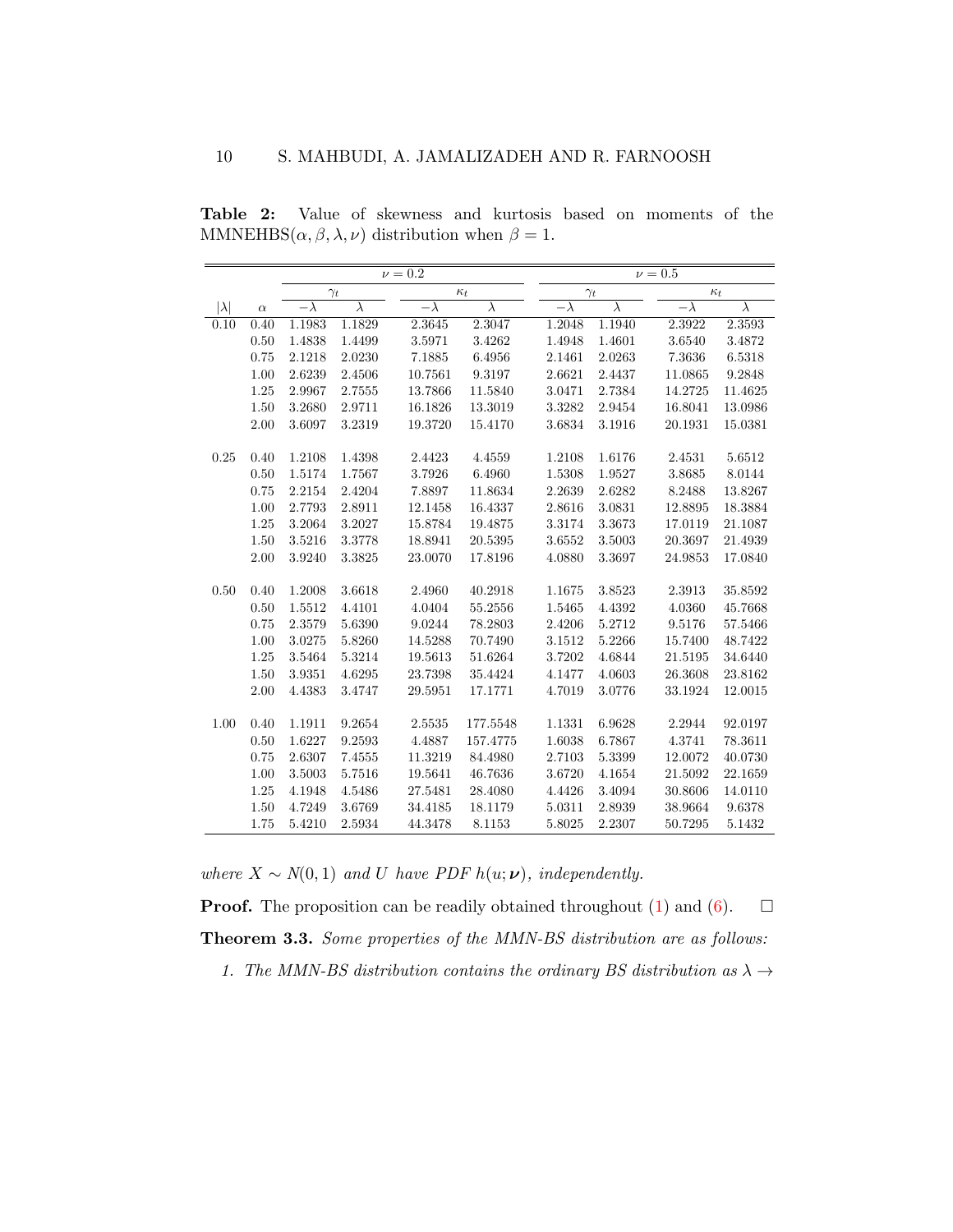**Table 2:** Value of skewness and kurtosis based on moments of the MMNEHBS$(\alpha, \beta, \lambda, \nu)$ distribution when $\beta = 1$.

| | | $\nu = 0.2$ | | | | $\nu = 0.5$ | | | |
|---|---|---|---|---|---|---|---|---|---|
| | | $\gamma_t$ | | $\kappa_t$ | | $\gamma_t$ | | $\kappa_t$ | |
| $\lvert\lambda\rvert$ | $\alpha$ | $-\lambda$ | $\lambda$ | $-\lambda$ | $\lambda$ | $-\lambda$ | $\lambda$ | $-\lambda$ | $\lambda$ |
| 0.10 | 0.40 | 1.1983 | 1.1829 | 2.3645 | 2.3047 | 1.2048 | 1.1940 | 2.3922 | 2.3593 |
| | 0.50 | 1.4838 | 1.4499 | 3.5971 | 3.4262 | 1.4948 | 1.4601 | 3.6540 | 3.4872 |
| | 0.75 | 2.1218 | 2.0230 | 7.1885 | 6.4956 | 2.1461 | 2.0263 | 7.3636 | 6.5318 |
| | 1.00 | 2.6239 | 2.4506 | 10.7561 | 9.3197 | 2.6621 | 2.4437 | 11.0865 | 9.2848 |
| | 1.25 | 2.9967 | 2.7555 | 13.7866 | 11.5840 | 3.0471 | 2.7384 | 14.2725 | 11.4625 |
| | 1.50 | 3.2680 | 2.9711 | 16.1826 | 13.3019 | 3.3282 | 2.9454 | 16.8041 | 13.0986 |
| | 2.00 | 3.6097 | 3.2319 | 19.3720 | 15.4170 | 3.6834 | 3.1916 | 20.1931 | 15.0381 |
| 0.25 | 0.40 | 1.2108 | 1.4398 | 2.4423 | 4.4559 | 1.2108 | 1.6176 | 2.4531 | 5.6512 |
| | 0.50 | 1.5174 | 1.7567 | 3.7926 | 6.4960 | 1.5308 | 1.9527 | 3.8685 | 8.0144 |
| | 0.75 | 2.2154 | 2.4204 | 7.8897 | 11.8634 | 2.2639 | 2.6282 | 8.2488 | 13.8267 |
| | 1.00 | 2.7793 | 2.8911 | 12.1458 | 16.4337 | 2.8616 | 3.0831 | 12.8895 | 18.3884 |
| | 1.25 | 3.2064 | 3.2027 | 15.8784 | 19.4875 | 3.3174 | 3.3673 | 17.0119 | 21.1087 |
| | 1.50 | 3.5216 | 3.3778 | 18.8941 | 20.5395 | 3.6552 | 3.5003 | 20.3697 | 21.4939 |
| | 2.00 | 3.9240 | 3.3825 | 23.0070 | 17.8196 | 4.0880 | 3.3697 | 24.9853 | 17.0840 |
| 0.50 | 0.40 | 1.2008 | 3.6618 | 2.4960 | 40.2918 | 1.1675 | 3.8523 | 2.3913 | 35.8592 |
| | 0.50 | 1.5512 | 4.4101 | 4.0404 | 55.2556 | 1.5465 | 4.4392 | 4.0360 | 45.7668 |
| | 0.75 | 2.3579 | 5.6390 | 9.0244 | 78.2803 | 2.4206 | 5.2712 | 9.5176 | 57.5466 |
| | 1.00 | 3.0275 | 5.8260 | 14.5288 | 70.7490 | 3.1512 | 5.2266 | 15.7400 | 48.7422 |
| | 1.25 | 3.5464 | 5.3214 | 19.5613 | 51.6264 | 3.7202 | 4.6844 | 21.5195 | 34.6440 |
| | 1.50 | 3.9351 | 4.6295 | 23.7398 | 35.4424 | 4.1477 | 4.0603 | 26.3608 | 23.8162 |
| | 2.00 | 4.4383 | 3.4747 | 29.5951 | 17.1771 | 4.7019 | 3.0776 | 33.1924 | 12.0015 |
| 1.00 | 0.40 | 1.1911 | 9.2654 | 2.5535 | 177.5548 | 1.1331 | 6.9628 | 2.2944 | 92.0197 |
| | 0.50 | 1.6227 | 9.2593 | 4.4887 | 157.4775 | 1.6038 | 6.7867 | 4.3741 | 78.3611 |
| | 0.75 | 2.6307 | 7.4555 | 11.3219 | 84.4980 | 2.7103 | 5.3399 | 12.0072 | 40.0730 |
| | 1.00 | 3.5003 | 5.7516 | 19.5641 | 46.7636 | 3.6720 | 4.1654 | 21.5092 | 22.1659 |
| | 1.25 | 4.1948 | 4.5486 | 27.5481 | 28.4080 | 4.4426 | 3.4094 | 30.8606 | 14.0110 |
| | 1.50 | 4.7249 | 3.6769 | 34.4185 | 18.1179 | 5.0311 | 2.8939 | 38.9664 | 9.6378 |
| | 1.75 | 5.4210 | 2.5934 | 44.3478 | 8.1153 | 5.8025 | 2.2307 | 50.7295 | 5.1432 |

*where $X \sim N(0,1)$ and $U$ have PDF $h(u; \boldsymbol{\nu})$, independently.*

**Proof.** The proposition can be readily obtained throughout (1) and (6). $\square$

**Theorem 3.3.** *Some properties of the MMN-BS distribution are as follows:*

1. *The MMN-BS distribution contains the ordinary BS distribution as $\lambda \to$*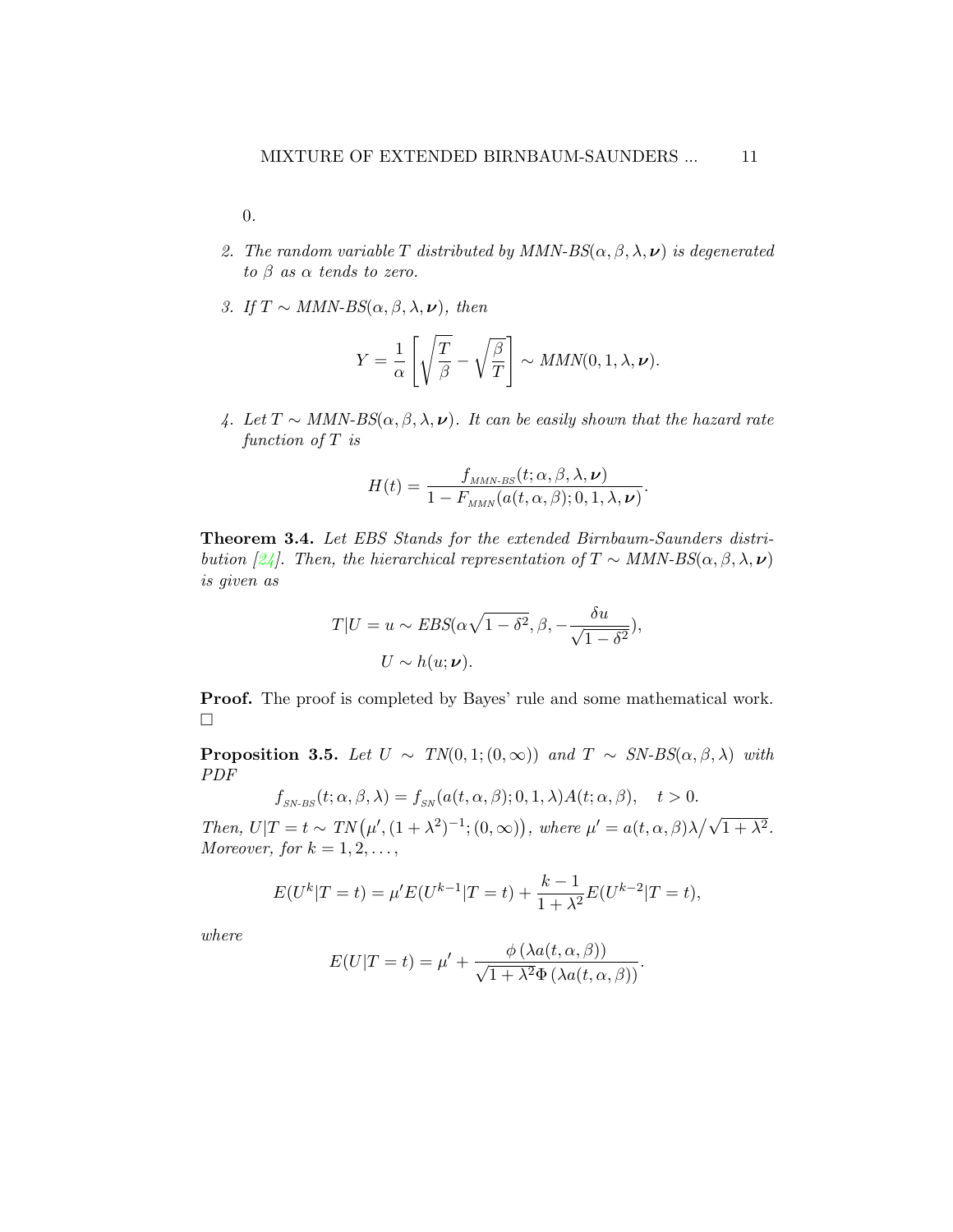0.

2. *The random variable $T$ distributed by MMN-BS$(\alpha, \beta, \lambda, \boldsymbol{\nu})$ is degenerated to $\beta$ as $\alpha$ tends to zero.*

3. *If $T \sim$ MMN-BS$(\alpha, \beta, \lambda, \boldsymbol{\nu})$, then*

$$Y = \frac{1}{\alpha}\left[\sqrt{\frac{T}{\beta}} - \sqrt{\frac{\beta}{T}}\right] \sim MMN(0, 1, \lambda, \boldsymbol{\nu}).$$

4. *Let $T \sim$ MMN-BS$(\alpha, \beta, \lambda, \boldsymbol{\nu})$. It can be easily shown that the hazard rate function of $T$ is*

$$H(t) = \frac{f_{_{MMN\text{-}BS}}(t; \alpha, \beta, \lambda, \boldsymbol{\nu})}{1 - F_{_{MMN}}(a(t, \alpha, \beta); 0, 1, \lambda, \boldsymbol{\nu})}.$$

**Theorem 3.4.** *Let EBS Stands for the extended Birnbaum-Saunders distribution [24]. Then, the hierarchical representation of $T \sim$ MMN-BS$(\alpha, \beta, \lambda, \boldsymbol{\nu})$ is given as*

$$T|U = u \sim EBS(\alpha\sqrt{1-\delta^2}, \beta, -\frac{\delta u}{\sqrt{1-\delta^2}}),$$
$$U \sim h(u; \boldsymbol{\nu}).$$

**Proof.** The proof is completed by Bayes' rule and some mathematical work. □

**Proposition 3.5.** *Let $U \sim TN(0, 1; (0, \infty))$ and $T \sim$ SN-BS$(\alpha, \beta, \lambda)$ with PDF*

$$f_{_{SN\text{-}BS}}(t; \alpha, \beta, \lambda) = f_{_{SN}}(a(t, \alpha, \beta); 0, 1, \lambda)A(t; \alpha, \beta), \quad t > 0.$$

*Then, $U|T = t \sim TN\big(\mu', (1+\lambda^2)^{-1}; (0, \infty)\big)$, where $\mu' = a(t, \alpha, \beta)\lambda\big/\sqrt{1+\lambda^2}$. Moreover, for $k = 1, 2, \ldots,$*

$$E(U^k|T = t) = \mu' E(U^{k-1}|T = t) + \frac{k-1}{1+\lambda^2}E(U^{k-2}|T = t),$$

*where*

$$E(U|T = t) = \mu' + \frac{\phi\left(\lambda a(t, \alpha, \beta)\right)}{\sqrt{1+\lambda^2}\Phi\left(\lambda a(t, \alpha, \beta)\right)}.$$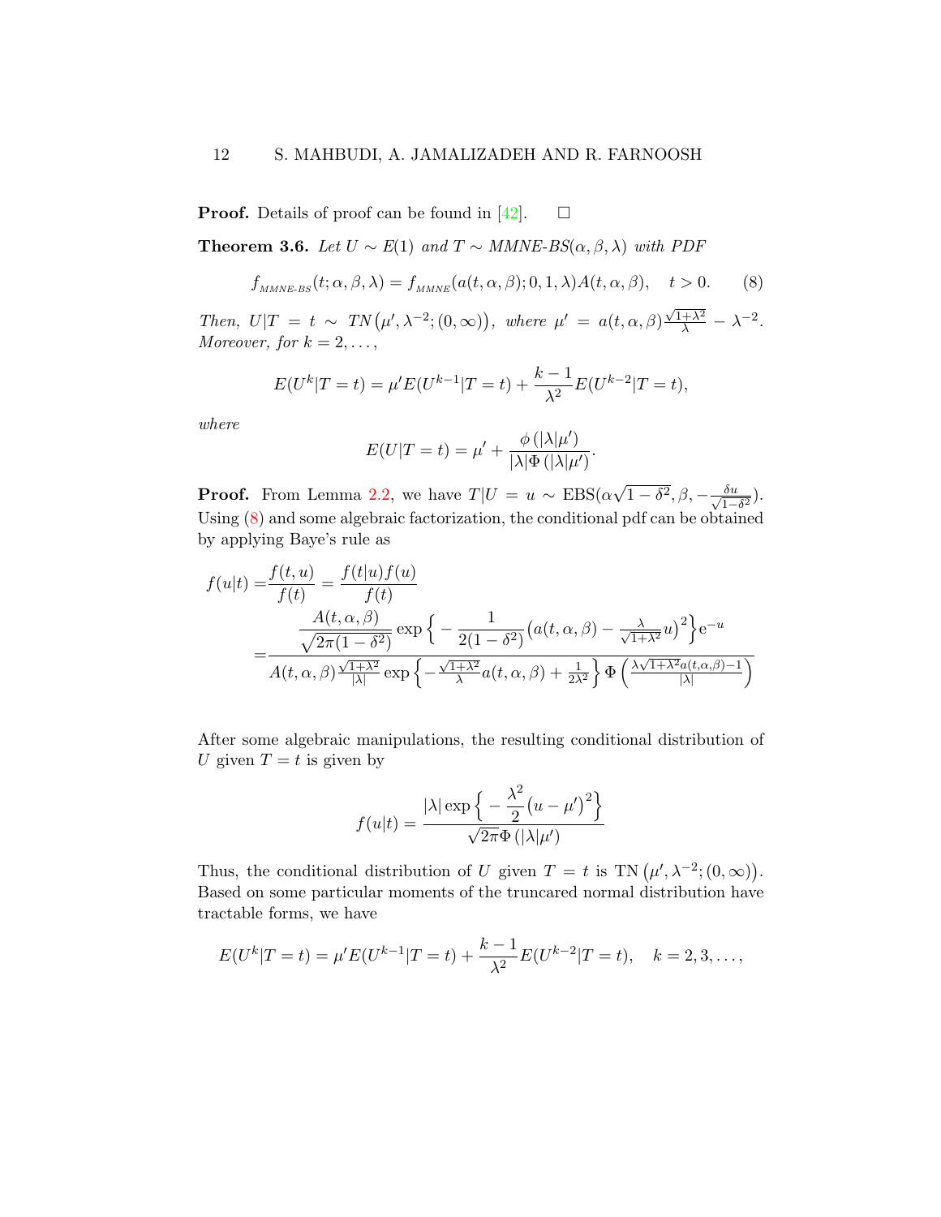**Proof.** Details of proof can be found in [42]. $\square$

**Theorem 3.6.** *Let $U \sim E(1)$ and $T \sim$ MMNE-BS$(\alpha, \beta, \lambda)$ with PDF*

$$f_{_{MMNE\text{-}BS}}(t;\alpha,\beta,\lambda) = f_{_{MMNE}}(a(t,\alpha,\beta);0,1,\lambda)A(t,\alpha,\beta), \quad t>0. \tag{8}$$

*Then, $U|T = t \sim TN\big(\mu', \lambda^{-2}; (0,\infty)\big)$, where $\mu' = a(t,\alpha,\beta)\frac{\sqrt{1+\lambda^2}}{\lambda} - \lambda^{-2}$. Moreover, for $k = 2, \ldots,$*

$$E(U^k|T=t) = \mu' E(U^{k-1}|T=t) + \frac{k-1}{\lambda^2}E(U^{k-2}|T=t),$$

*where*

$$E(U|T=t) = \mu' + \frac{\phi\left(|\lambda|\mu'\right)}{|\lambda|\Phi\left(|\lambda|\mu'\right)}.$$

**Proof.** From Lemma 2.2, we have $T|U = u \sim \text{EBS}(\alpha\sqrt{1-\delta^2}, \beta, -\frac{\delta u}{\sqrt{1-\delta^2}})$. Using (8) and some algebraic factorization, the conditional pdf can be obtained by applying Baye's rule as

$$f(u|t) = \frac{f(t,u)}{f(t)} = \frac{f(t|u)f(u)}{f(t)}$$

$$= \frac{\dfrac{A(t,\alpha,\beta)}{\sqrt{2\pi(1-\delta^2)}}\exp\Big\{-\dfrac{1}{2(1-\delta^2)}\big(a(t,\alpha,\beta) - \frac{\lambda}{\sqrt{1+\lambda^2}}u\big)^2\Big\}\mathrm{e}^{-u}}{A(t,\alpha,\beta)\frac{\sqrt{1+\lambda^2}}{|\lambda|}\exp\Big\{-\frac{\sqrt{1+\lambda^2}}{\lambda}a(t,\alpha,\beta) + \frac{1}{2\lambda^2}\Big\}\Phi\left(\frac{\lambda\sqrt{1+\lambda^2}a(t,\alpha,\beta)-1}{|\lambda|}\right)}$$

After some algebraic manipulations, the resulting conditional distribution of $U$ given $T = t$ is given by

$$f(u|t) = \frac{|\lambda|\exp\Big\{-\dfrac{\lambda^2}{2}\big(u-\mu'\big)^2\Big\}}{\sqrt{2\pi}\Phi\left(|\lambda|\mu'\right)}$$

Thus, the conditional distribution of $U$ given $T = t$ is $\text{TN}\left(\mu', \lambda^{-2}; (0,\infty)\right)$. Based on some particular moments of the truncared normal distribution have tractable forms, we have

$$E(U^k|T=t) = \mu' E(U^{k-1}|T=t) + \frac{k-1}{\lambda^2}E(U^{k-2}|T=t), \quad k = 2, 3, \ldots,$$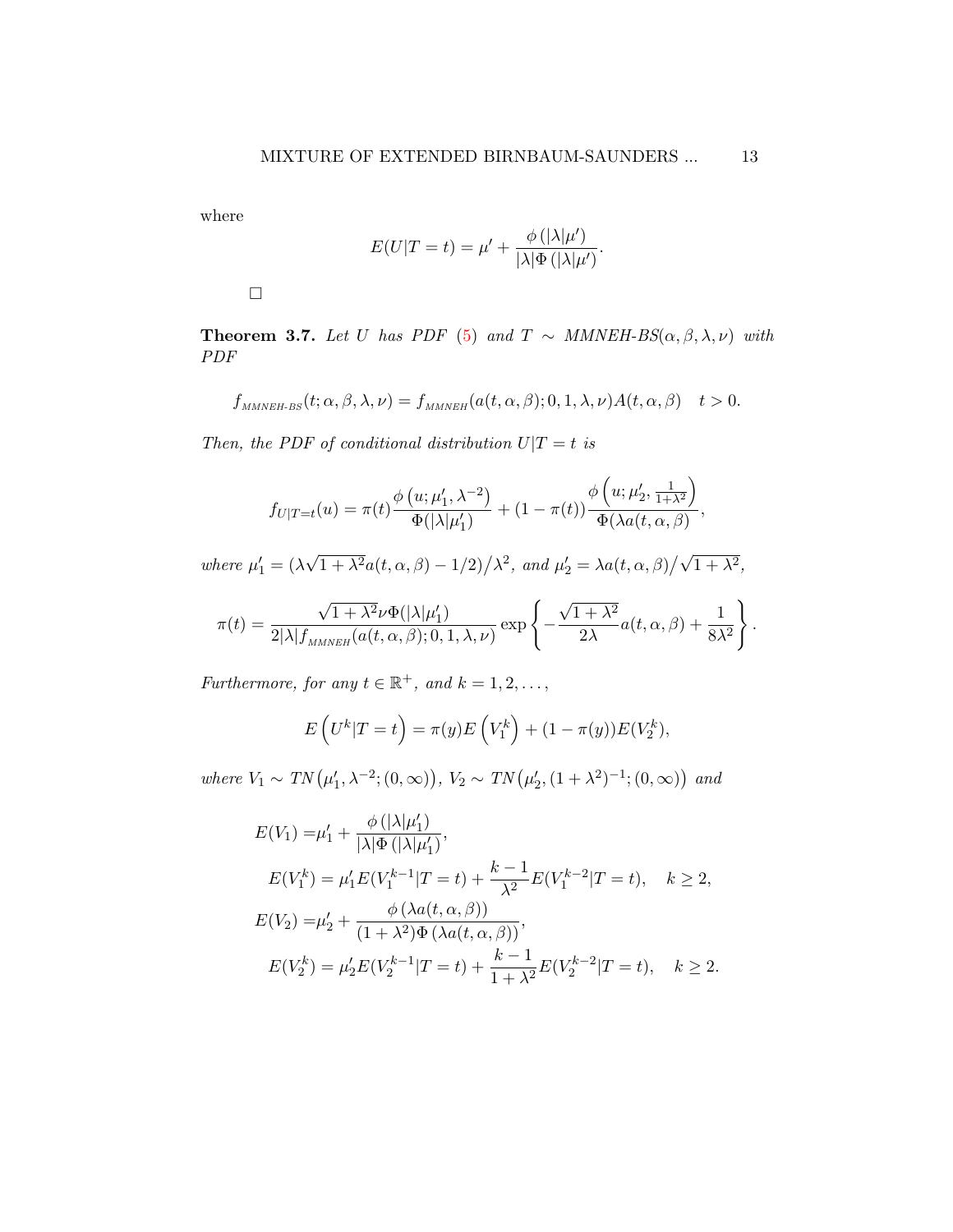where

$$E(U|T=t) = \mu' + \frac{\phi\left(|\lambda|\mu'\right)}{|\lambda|\Phi\left(|\lambda|\mu'\right)}.$$

□

**Theorem 3.7.** *Let $U$ has PDF (5) and $T \sim$ MMNEH-BS$(\alpha, \beta, \lambda, \nu)$ with PDF*

$$f_{_{MMNEH\text{-}BS}}(t;\alpha,\beta,\lambda,\nu) = f_{_{MMNEH}}(a(t,\alpha,\beta);0,1,\lambda,\nu)A(t,\alpha,\beta) \quad t>0.$$

*Then, the PDF of conditional distribution $U|T=t$ is*

$$f_{U|T=t}(u) = \pi(t)\frac{\phi\left(u;\mu_1',\lambda^{-2}\right)}{\Phi(|\lambda|\mu_1')} + (1-\pi(t))\frac{\phi\left(u;\mu_2',\frac{1}{1+\lambda^2}\right)}{\Phi(\lambda a(t,\alpha,\beta)},$$

*where $\mu_1' = (\lambda\sqrt{1+\lambda^2}a(t,\alpha,\beta)-1/2)/\lambda^2$, and $\mu_2' = \lambda a(t,\alpha,\beta)/\sqrt{1+\lambda^2}$,*

$$\pi(t) = \frac{\sqrt{1+\lambda^2}\nu\Phi(|\lambda|\mu_1')}{2|\lambda|f_{_{MMNEH}}(a(t,\alpha,\beta);0,1,\lambda,\nu)}\exp\left\{-\frac{\sqrt{1+\lambda^2}}{2\lambda}a(t,\alpha,\beta)+\frac{1}{8\lambda^2}\right\}.$$

*Furthermore, for any $t\in\mathbb{R}^+$, and $k=1,2,\ldots,$*

$$E\left(U^k|T=t\right) = \pi(y)E\left(V_1^k\right) + (1-\pi(y))E(V_2^k),$$

*where $V_1 \sim TN\big(\mu_1',\lambda^{-2};(0,\infty)\big)$, $V_2 \sim TN\big(\mu_2',(1+\lambda^2)^{-1};(0,\infty)\big)$ and*

$$\begin{aligned}
E(V_1) =& \mu_1' + \frac{\phi\left(|\lambda|\mu_1'\right)}{|\lambda|\Phi\left(|\lambda|\mu_1'\right)},\\
E(V_1^k) =& \mu_1'E(V_1^{k-1}|T=t) + \frac{k-1}{\lambda^2}E(V_1^{k-2}|T=t), \quad k\geq 2,\\
E(V_2) =& \mu_2' + \frac{\phi\left(\lambda a(t,\alpha,\beta)\right)}{(1+\lambda^2)\Phi\left(\lambda a(t,\alpha,\beta)\right)},\\
E(V_2^k) =& \mu_2'E(V_2^{k-1}|T=t) + \frac{k-1}{1+\lambda^2}E(V_2^{k-2}|T=t), \quad k\geq 2.
\end{aligned}$$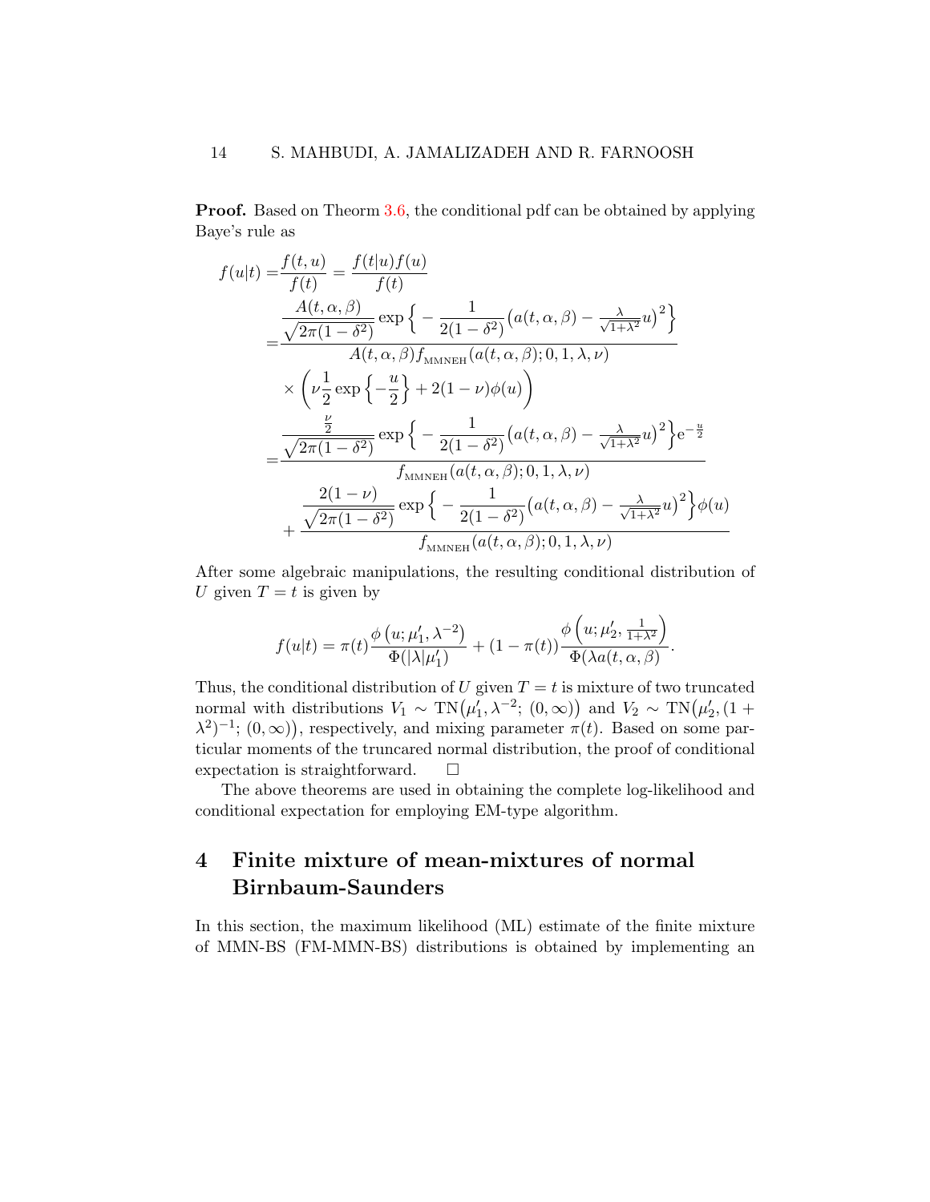**Proof.** Based on Theorm 3.6, the conditional pdf can be obtained by applying Baye's rule as

$$
\begin{aligned}
f(u|t) =& \frac{f(t,u)}{f(t)} = \frac{f(t|u)f(u)}{f(t)} \\
=& \frac{\dfrac{A(t,\alpha,\beta)}{\sqrt{2\pi(1-\delta^2)}} \exp\Big\{ - \dfrac{1}{2(1-\delta^2)} \big( a(t,\alpha,\beta) - \frac{\lambda}{\sqrt{1+\lambda^2}} u \big)^2 \Big\}}{A(t,\alpha,\beta) f_{\text{MMNEH}}(a(t,\alpha,\beta); 0, 1, \lambda, \nu)} \\
& \times \left( \nu \frac{1}{2} \exp\left\{ -\frac{u}{2} \right\} + 2(1-\nu)\phi(u) \right) \\
=& \frac{\dfrac{\frac{\nu}{2}}{\sqrt{2\pi(1-\delta^2)}} \exp\Big\{ - \dfrac{1}{2(1-\delta^2)} \big( a(t,\alpha,\beta) - \frac{\lambda}{\sqrt{1+\lambda^2}} u \big)^2 \Big\} \mathrm{e}^{-\frac{u}{2}}}{f_{\text{MMNEH}}(a(t,\alpha,\beta); 0, 1, \lambda, \nu)} \\
& + \frac{\dfrac{2(1-\nu)}{\sqrt{2\pi(1-\delta^2)}} \exp\Big\{ - \dfrac{1}{2(1-\delta^2)} \big( a(t,\alpha,\beta) - \frac{\lambda}{\sqrt{1+\lambda^2}} u \big)^2 \Big\} \phi(u)}{f_{\text{MMNEH}}(a(t,\alpha,\beta); 0, 1, \lambda, \nu)}
\end{aligned}
$$

After some algebraic manipulations, the resulting conditional distribution of $U$ given $T = t$ is given by

$$
f(u|t) = \pi(t) \frac{\phi\left(u; \mu_1', \lambda^{-2}\right)}{\Phi(|\lambda|\mu_1')} + (1 - \pi(t)) \frac{\phi\left(u; \mu_2', \frac{1}{1+\lambda^2}\right)}{\Phi(\lambda a(t,\alpha,\beta))}.
$$

Thus, the conditional distribution of $U$ given $T = t$ is mixture of two truncated normal with distributions $V_1 \sim \mathrm{TN}\big(\mu_1', \lambda^{-2};\, (0,\infty)\big)$ and $V_2 \sim \mathrm{TN}\big(\mu_2', (1 + \lambda^2)^{-1};\, (0,\infty)\big)$, respectively, and mixing parameter $\pi(t)$. Based on some particular moments of the truncared normal distribution, the proof of conditional expectation is straightforward. $\square$

The above theorems are used in obtaining the complete log-likelihood and conditional expectation for employing EM-type algorithm.

# 4 Finite mixture of mean-mixtures of normal Birnbaum-Saunders

In this section, the maximum likelihood (ML) estimate of the finite mixture of MMN-BS (FM-MMN-BS) distributions is obtained by implementing an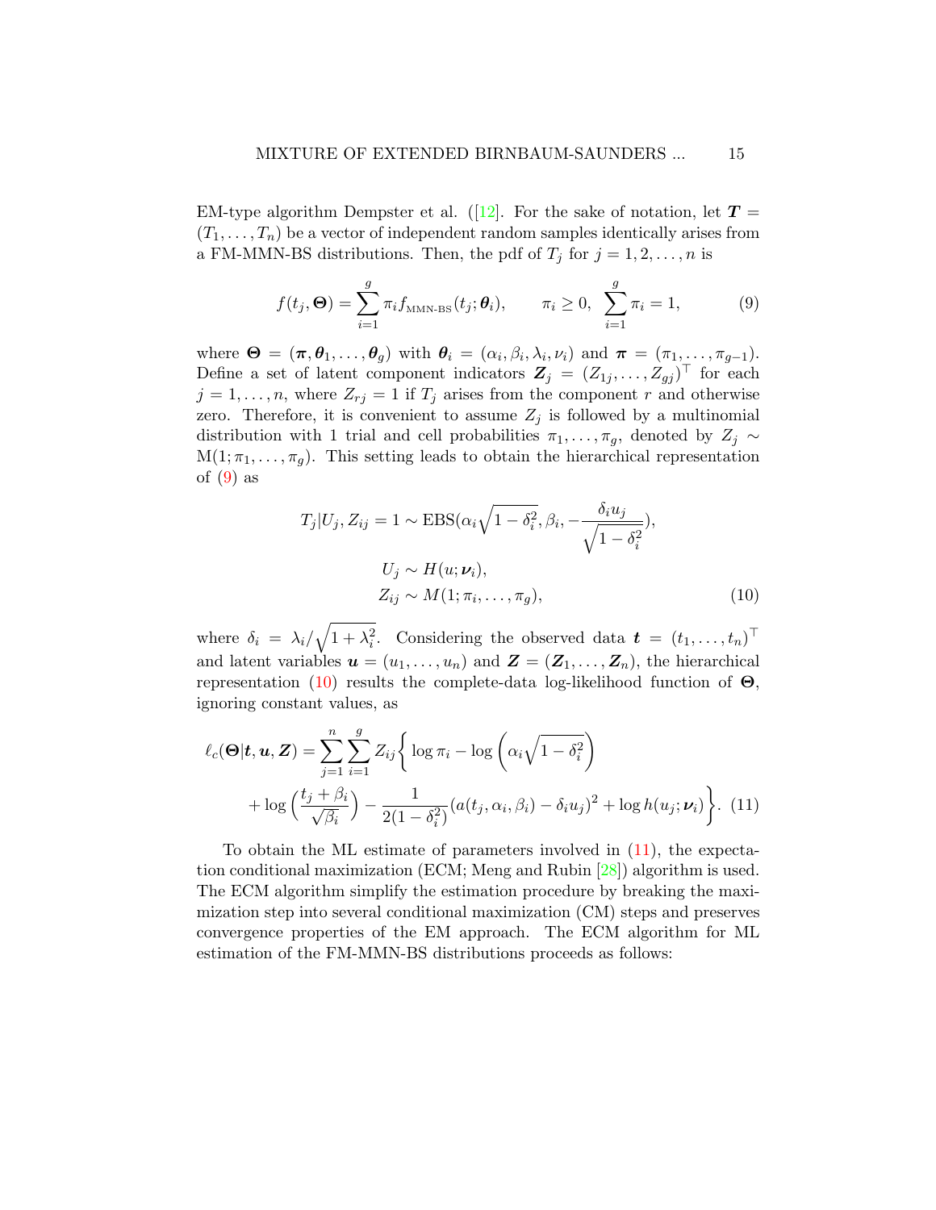EM-type algorithm Dempster et al. ([12]. For the sake of notation, let $\boldsymbol{T} = (T_1, \ldots, T_n)$ be a vector of independent random samples identically arises from a FM-MMN-BS distributions. Then, the pdf of $T_j$ for $j = 1, 2, \ldots, n$ is

$$f(t_j, \boldsymbol{\Theta}) = \sum_{i=1}^{g} \pi_i f_{\text{MMN-BS}}(t_j; \boldsymbol{\theta}_i), \qquad \pi_i \geq 0, \ \sum_{i=1}^{g} \pi_i = 1, \tag{9}$$

where $\boldsymbol{\Theta} = (\boldsymbol{\pi}, \boldsymbol{\theta}_1, \ldots, \boldsymbol{\theta}_g)$ with $\boldsymbol{\theta}_i = (\alpha_i, \beta_i, \lambda_i, \nu_i)$ and $\boldsymbol{\pi} = (\pi_1, \ldots, \pi_{g-1})$. Define a set of latent component indicators $\boldsymbol{Z}_j = (Z_{1j}, \ldots, Z_{gj})^\top$ for each $j = 1, \ldots, n$, where $Z_{rj} = 1$ if $T_j$ arises from the component $r$ and otherwise zero. Therefore, it is convenient to assume $Z_j$ is followed by a multinomial distribution with 1 trial and cell probabilities $\pi_1, \ldots, \pi_g$, denoted by $Z_j \sim \text{M}(1; \pi_1, \ldots, \pi_g)$. This setting leads to obtain the hierarchical representation of (9) as

$$\begin{aligned}
T_j | U_j, Z_{ij} = 1 &\sim \text{EBS}(\alpha_i \sqrt{1 - \delta_i^2}, \beta_i, -\frac{\delta_i u_j}{\sqrt{1 - \delta_i^2}}), \\
U_j &\sim H(u; \boldsymbol{\nu}_i), \\
Z_{ij} &\sim M(1; \pi_i, \ldots, \pi_g),
\end{aligned} \tag{10}$$

where $\delta_i = \lambda_i / \sqrt{1 + \lambda_i^2}$. Considering the observed data $\boldsymbol{t} = (t_1, \ldots, t_n)^\top$ and latent variables $\boldsymbol{u} = (u_1, \ldots, u_n)$ and $\boldsymbol{Z} = (\boldsymbol{Z}_1, \ldots, \boldsymbol{Z}_n)$, the hierarchical representation (10) results the complete-data log-likelihood function of $\boldsymbol{\Theta}$, ignoring constant values, as

$$\begin{aligned}
\ell_c(\boldsymbol{\Theta} | \boldsymbol{t}, \boldsymbol{u}, \boldsymbol{Z}) = \sum_{j=1}^{n} \sum_{i=1}^{g} Z_{ij} \bigg\{ & \log \pi_i - \log \left( \alpha_i \sqrt{1 - \delta_i^2} \right) \\
& + \log \left( \frac{t_j + \beta_i}{\sqrt{\beta_i}} \right) - \frac{1}{2(1 - \delta_i^2)} (a(t_j, \alpha_i, \beta_i) - \delta_i u_j)^2 + \log h(u_j; \boldsymbol{\nu}_i) \bigg\}.
\end{aligned} \tag{11}$$

To obtain the ML estimate of parameters involved in (11), the expectation conditional maximization (ECM; Meng and Rubin [28]) algorithm is used. The ECM algorithm simplify the estimation procedure by breaking the maximization step into several conditional maximization (CM) steps and preserves convergence properties of the EM approach. The ECM algorithm for ML estimation of the FM-MMN-BS distributions proceeds as follows: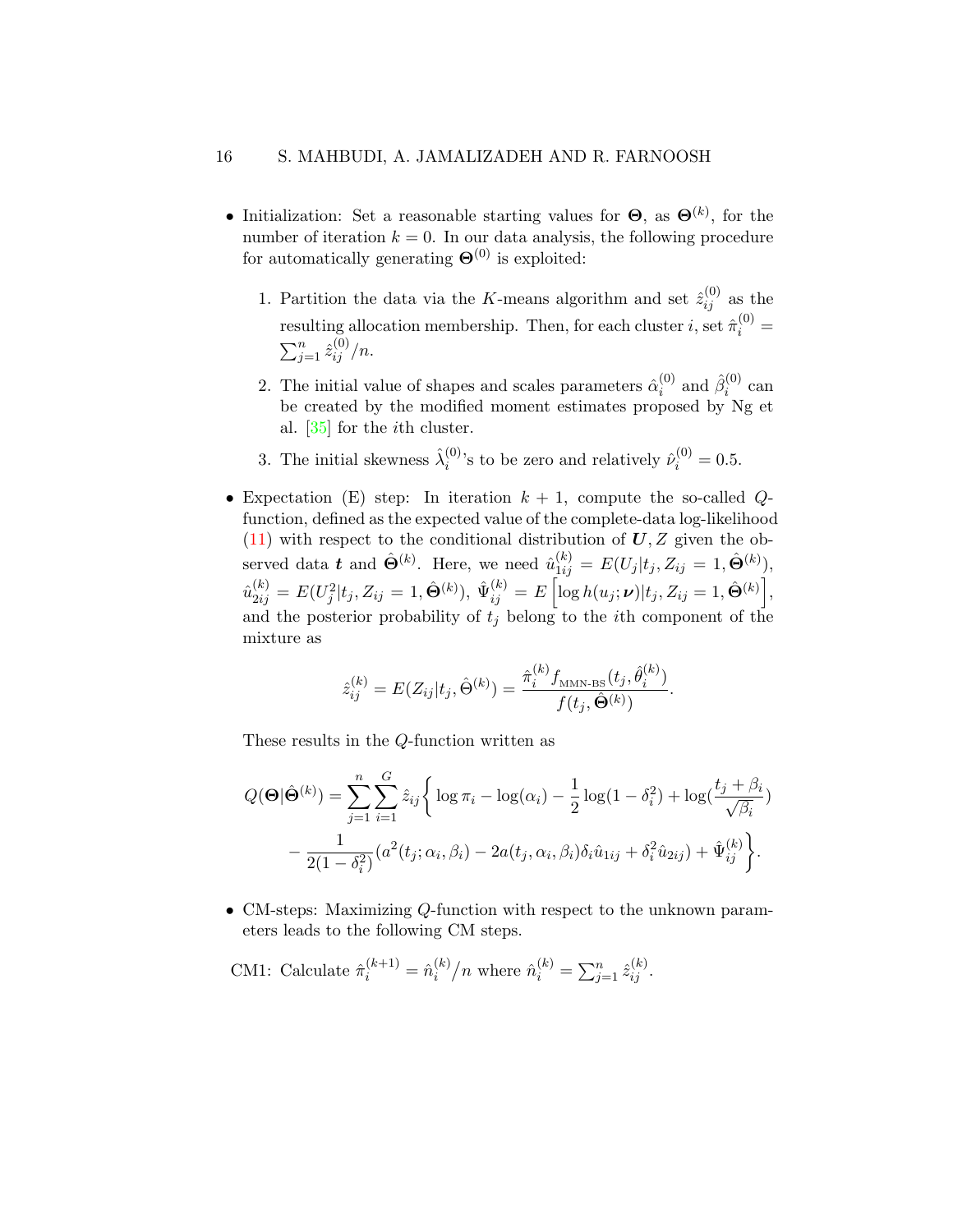- Initialization: Set a reasonable starting values for $\boldsymbol{\Theta}$, as $\boldsymbol{\Theta}^{(k)}$, for the number of iteration $k = 0$. In our data analysis, the following procedure for automatically generating $\boldsymbol{\Theta}^{(0)}$ is exploited:

  1. Partition the data via the $K$-means algorithm and set $\hat{z}_{ij}^{(0)}$ as the resulting allocation membership. Then, for each cluster $i$, set $\hat{\pi}_i^{(0)} = \sum_{j=1}^{n} \hat{z}_{ij}^{(0)}/n$.
  2. The initial value of shapes and scales parameters $\hat{\alpha}_i^{(0)}$ and $\hat{\beta}_i^{(0)}$ can be created by the modified moment estimates proposed by Ng et al. [35] for the $i$th cluster.
  3. The initial skewness $\hat{\lambda}_i^{(0)}$'s to be zero and relatively $\hat{\nu}_i^{(0)} = 0.5$.

- Expectation (E) step: In iteration $k+1$, compute the so-called $Q$-function, defined as the expected value of the complete-data log-likelihood (11) with respect to the conditional distribution of $\boldsymbol{U}, Z$ given the observed data $\boldsymbol{t}$ and $\hat{\boldsymbol{\Theta}}^{(k)}$. Here, we need $\hat{u}_{1ij}^{(k)} = E(U_j|t_j, Z_{ij} = 1, \hat{\boldsymbol{\Theta}}^{(k)})$, $\hat{u}_{2ij}^{(k)} = E(U_j^2|t_j, Z_{ij} = 1, \hat{\boldsymbol{\Theta}}^{(k)})$, $\hat{\Psi}_{ij}^{(k)} = E\left[\log h(u_j; \boldsymbol{\nu})|t_j, Z_{ij} = 1, \hat{\boldsymbol{\Theta}}^{(k)}\right]$, and the posterior probability of $t_j$ belong to the $i$th component of the mixture as

$$\hat{z}_{ij}^{(k)} = E(Z_{ij}|t_j, \hat{\Theta}^{(k)}) = \frac{\hat{\pi}_i^{(k)} f_{\text{MMN-BS}}(t_j, \hat{\theta}_i^{(k)})}{f(t_j, \hat{\boldsymbol{\Theta}}^{(k)})}.$$

These results in the $Q$-function written as

$$\begin{aligned} Q(\boldsymbol{\Theta}|\hat{\boldsymbol{\Theta}}^{(k)}) = \sum_{j=1}^{n}\sum_{i=1}^{G} \hat{z}_{ij}\bigg\{ &\log \pi_i - \log(\alpha_i) - \frac{1}{2}\log(1-\delta_i^2) + \log(\frac{t_j + \beta_i}{\sqrt{\beta_i}}) \\ &- \frac{1}{2(1-\delta_i^2)}(a^2(t_j; \alpha_i, \beta_i) - 2a(t_j, \alpha_i, \beta_i)\delta_i \hat{u}_{1ij} + \delta_i^2 \hat{u}_{2ij}) + \hat{\Psi}_{ij}^{(k)}\bigg\}. \end{aligned}$$

- CM-steps: Maximizing $Q$-function with respect to the unknown parameters leads to the following CM steps.

CM1: Calculate $\hat{\pi}_i^{(k+1)} = \hat{n}_i^{(k)}/n$ where $\hat{n}_i^{(k)} = \sum_{j=1}^{n} \hat{z}_{ij}^{(k)}$.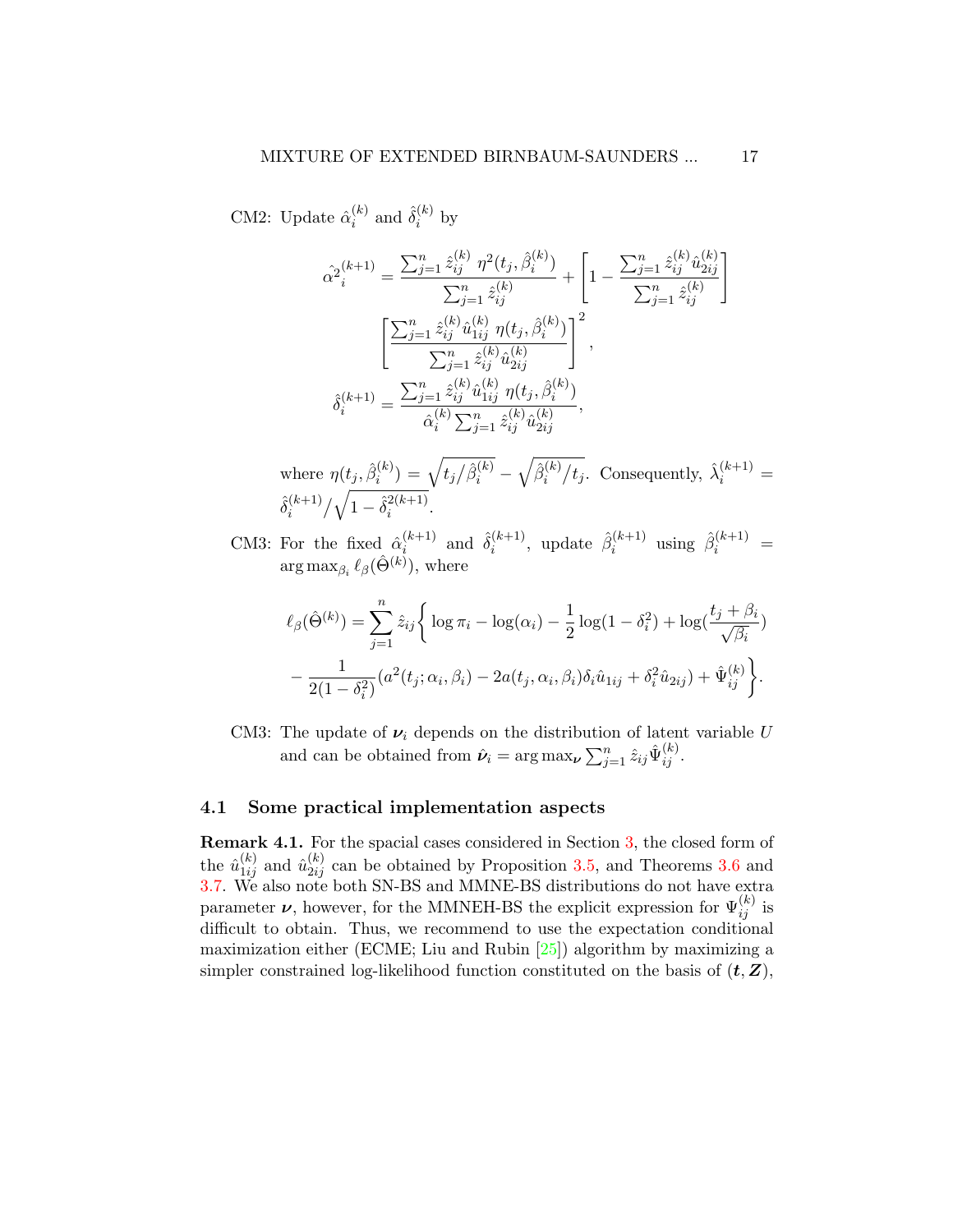CM2: Update $\hat{\alpha}_i^{(k)}$ and $\hat{\delta}_i^{(k)}$ by

$$
\hat{\alpha^2}_i^{(k+1)} = \frac{\sum_{j=1}^n \hat{z}_{ij}^{(k)}\ \eta^2(t_j, \hat{\beta}_i^{(k)})}{\sum_{j=1}^n \hat{z}_{ij}^{(k)}} + \left[1 - \frac{\sum_{j=1}^n \hat{z}_{ij}^{(k)} \hat{u}_{2ij}^{(k)}}{\sum_{j=1}^n \hat{z}_{ij}^{(k)}}\right]
\left[\frac{\sum_{j=1}^n \hat{z}_{ij}^{(k)} \hat{u}_{1ij}^{(k)}\ \eta(t_j, \hat{\beta}_i^{(k)})}{\sum_{j=1}^n \hat{z}_{ij}^{(k)} \hat{u}_{2ij}^{(k)}}\right]^2,
$$

$$
\hat{\delta}_i^{(k+1)} = \frac{\sum_{j=1}^n \hat{z}_{ij}^{(k)} \hat{u}_{1ij}^{(k)}\ \eta(t_j, \hat{\beta}_i^{(k)})}{\hat{\alpha}_i^{(k)} \sum_{j=1}^n \hat{z}_{ij}^{(k)} \hat{u}_{2ij}^{(k)}},
$$

where $\eta(t_j, \hat{\beta}_i^{(k)}) = \sqrt{t_j/\hat{\beta}_i^{(k)}} - \sqrt{\hat{\beta}_i^{(k)}/t_j}$. Consequently, $\hat{\lambda}_i^{(k+1)} = \hat{\delta}_i^{(k+1)} / \sqrt{1 - \hat{\delta}_i^{2(k+1)}}$.

CM3: For the fixed $\hat{\alpha}_i^{(k+1)}$ and $\hat{\delta}_i^{(k+1)}$, update $\hat{\beta}_i^{(k+1)}$ using $\hat{\beta}_i^{(k+1)} = \arg\max_{\beta_i} \ell_\beta(\hat{\Theta}^{(k)})$, where

$$
\ell_\beta(\hat{\Theta}^{(k)}) = \sum_{j=1}^n \hat{z}_{ij}\bigg\{ \log \pi_i - \log(\alpha_i) - \frac{1}{2}\log(1-\delta_i^2) + \log(\frac{t_j + \beta_i}{\sqrt{\beta_i}})
- \frac{1}{2(1-\delta_i^2)}(a^2(t_j;\alpha_i,\beta_i) - 2a(t_j,\alpha_i,\beta_i)\delta_i \hat{u}_{1ij} + \delta_i^2 \hat{u}_{2ij}) + \hat{\Psi}_{ij}^{(k)}\bigg\}.
$$

CM3: The update of $\boldsymbol{\nu}_i$ depends on the distribution of latent variable $U$ and can be obtained from $\hat{\boldsymbol{\nu}}_i = \arg\max_{\boldsymbol{\nu}} \sum_{j=1}^n \hat{z}_{ij} \hat{\Psi}_{ij}^{(k)}$.

## 4.1 Some practical implementation aspects

**Remark 4.1.** For the spacial cases considered in Section 3, the closed form of the $\hat{u}_{1ij}^{(k)}$ and $\hat{u}_{2ij}^{(k)}$ can be obtained by Proposition 3.5, and Theorems 3.6 and 3.7. We also note both SN-BS and MMNE-BS distributions do not have extra parameter $\boldsymbol{\nu}$, however, for the MMNEH-BS the explicit expression for $\Psi_{ij}^{(k)}$ is difficult to obtain. Thus, we recommend to use the expectation conditional maximization either (ECME; Liu and Rubin [25]) algorithm by maximizing a simpler constrained log-likelihood function constituted on the basis of $(\boldsymbol{t}, \boldsymbol{Z})$,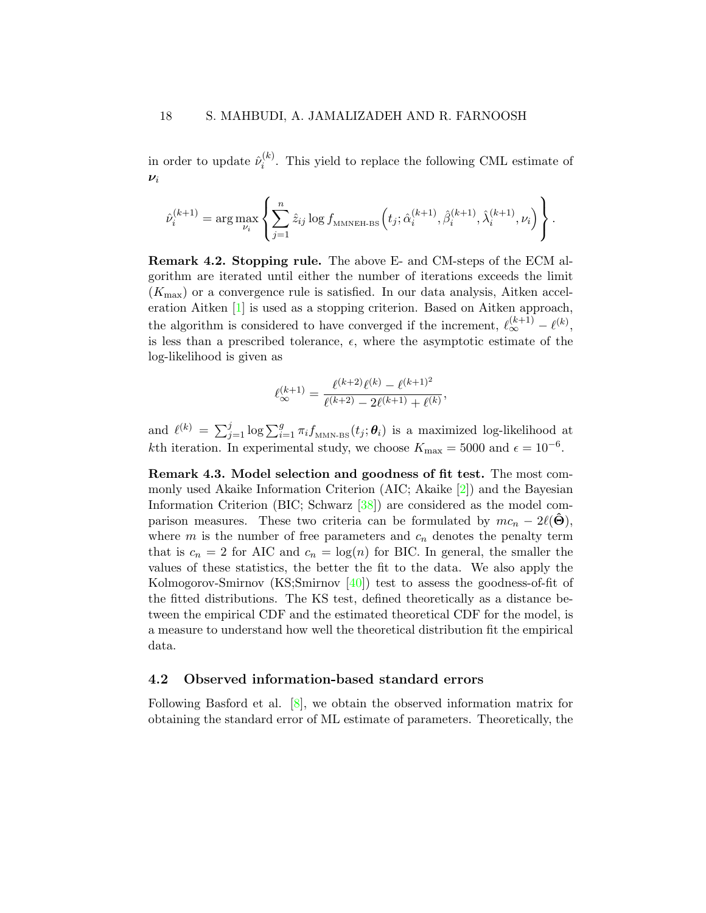in order to update $\hat{\nu}_i^{(k)}$. This yield to replace the following CML estimate of $\boldsymbol{\nu}_i$

$$
\hat{\nu}_i^{(k+1)} = \arg\max_{\nu_i} \left\{ \sum_{j=1}^{n} \hat{z}_{ij} \log f_{\text{MMNEH-BS}}\left(t_j; \hat{\alpha}_i^{(k+1)}, \hat{\beta}_i^{(k+1)}, \hat{\lambda}_i^{(k+1)}, \nu_i\right) \right\}.
$$

**Remark 4.2. Stopping rule.** The above E- and CM-steps of the ECM algorithm are iterated until either the number of iterations exceeds the limit ($K_{\max}$) or a convergence rule is satisfied. In our data analysis, Aitken acceleration Aitken [1] is used as a stopping criterion. Based on Aitken approach, the algorithm is considered to have converged if the increment, $\ell_\infty^{(k+1)} - \ell^{(k)}$, is less than a prescribed tolerance, $\epsilon$, where the asymptotic estimate of the log-likelihood is given as

$$
\ell_\infty^{(k+1)} = \frac{\ell^{(k+2)}\ell^{(k)} - \ell^{(k+1)^2}}{\ell^{(k+2)} - 2\ell^{(k+1)} + \ell^{(k)}},
$$

and $\ell^{(k)} = \sum_{j=1}^{j} \log \sum_{i=1}^{g} \pi_i f_{\text{MMN-BS}}(t_j; \boldsymbol{\theta}_i)$ is a maximized log-likelihood at $k$th iteration. In experimental study, we choose $K_{\max} = 5000$ and $\epsilon = 10^{-6}$.

**Remark 4.3. Model selection and goodness of fit test.** The most commonly used Akaike Information Criterion (AIC; Akaike [2]) and the Bayesian Information Criterion (BIC; Schwarz [38]) are considered as the model comparison measures. These two criteria can be formulated by $mc_n - 2\ell(\hat{\boldsymbol{\Theta}})$, where $m$ is the number of free parameters and $c_n$ denotes the penalty term that is $c_n = 2$ for AIC and $c_n = \log(n)$ for BIC. In general, the smaller the values of these statistics, the better the fit to the data. We also apply the Kolmogorov-Smirnov (KS;Smirnov [40]) test to assess the goodness-of-fit of the fitted distributions. The KS test, defined theoretically as a distance between the empirical CDF and the estimated theoretical CDF for the model, is a measure to understand how well the theoretical distribution fit the empirical data.

## 4.2 Observed information-based standard errors

Following Basford et al. [8], we obtain the observed information matrix for obtaining the standard error of ML estimate of parameters. Theoretically, the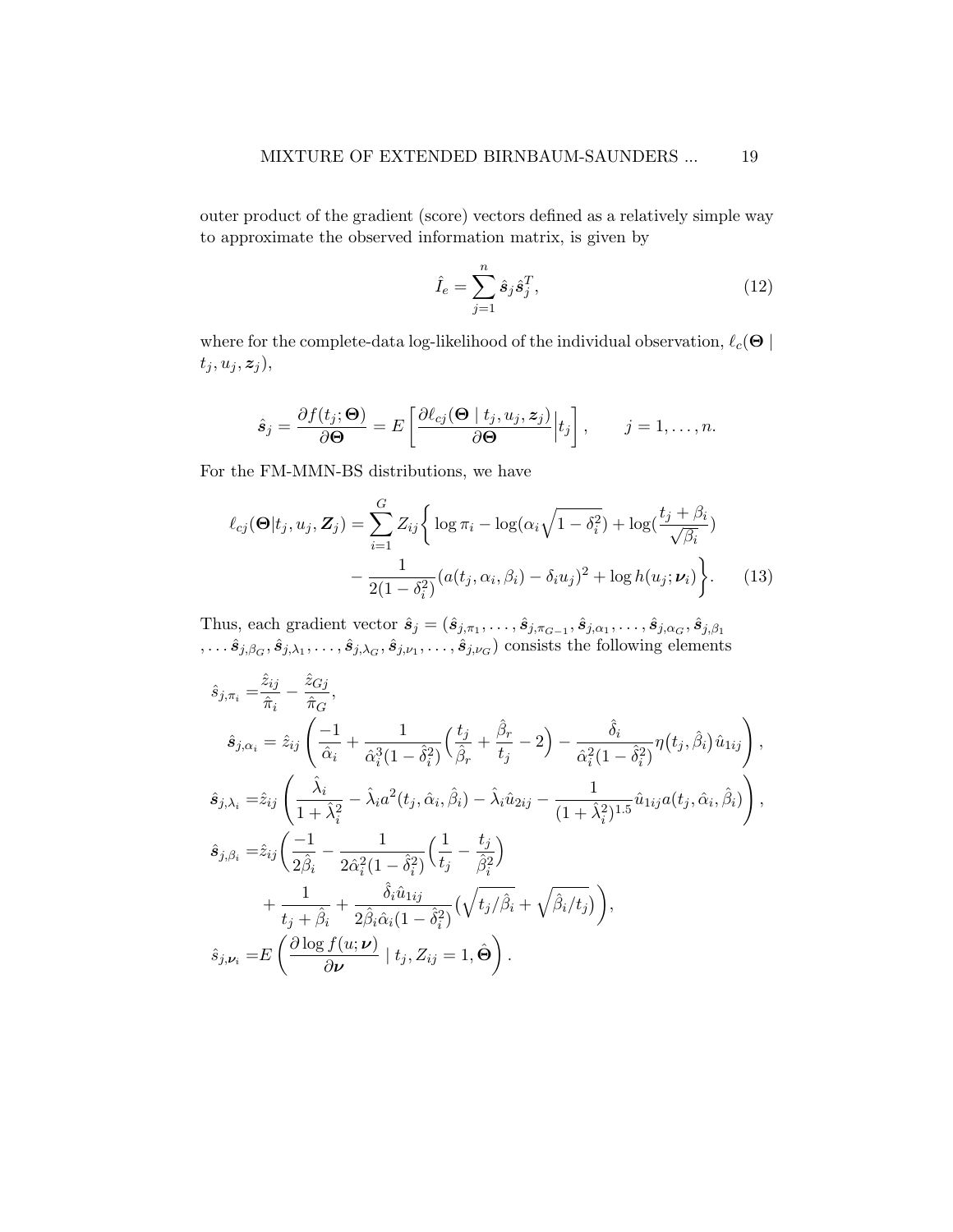outer product of the gradient (score) vectors defined as a relatively simple way to approximate the observed information matrix, is given by

$$\hat{I}_e = \sum_{j=1}^{n} \hat{\boldsymbol{s}}_j \hat{\boldsymbol{s}}_j^T, \tag{12}$$

where for the complete-data log-likelihood of the individual observation, $\ell_c(\boldsymbol{\Theta} \mid t_j, u_j, \boldsymbol{z}_j)$,

$$\hat{\boldsymbol{s}}_j = \frac{\partial f(t_j; \boldsymbol{\Theta})}{\partial \boldsymbol{\Theta}} = E\left[ \frac{\partial \ell_{cj}(\boldsymbol{\Theta} \mid t_j, u_j, \boldsymbol{z}_j)}{\partial \boldsymbol{\Theta}} \Big| t_j \right], \qquad j = 1, \ldots, n.$$

For the FM-MMN-BS distributions, we have

$$\begin{aligned} \ell_{cj}(\boldsymbol{\Theta} | t_j, u_j, \boldsymbol{Z}_j) = \sum_{i=1}^{G} Z_{ij} \bigg\{ & \log \pi_i - \log(\alpha_i \sqrt{1 - \delta_i^2}) + \log(\frac{t_j + \beta_i}{\sqrt{\beta_i}}) \\ & - \frac{1}{2(1-\delta_i^2)} (a(t_j, \alpha_i, \beta_i) - \delta_i u_j)^2 + \log h(u_j; \boldsymbol{\nu}_i) \bigg\}. \end{aligned} \tag{13}$$

Thus, each gradient vector $\hat{\boldsymbol{s}}_j = (\hat{\boldsymbol{s}}_{j,\pi_1}, \ldots, \hat{\boldsymbol{s}}_{j,\pi_{G-1}}, \hat{\boldsymbol{s}}_{j,\alpha_1}, \ldots, \hat{\boldsymbol{s}}_{j,\alpha_G}, \hat{\boldsymbol{s}}_{j,\beta_1}, \ldots \hat{\boldsymbol{s}}_{j,\beta_G}, \hat{\boldsymbol{s}}_{j,\lambda_1}, \ldots, \hat{\boldsymbol{s}}_{j,\lambda_G}, \hat{\boldsymbol{s}}_{j,\nu_1}, \ldots, \hat{\boldsymbol{s}}_{j,\nu_G})$ consists the following elements

$$\begin{aligned}
\hat{s}_{j,\pi_i} =& \frac{\hat{z}_{ij}}{\hat{\pi}_i} - \frac{\hat{z}_{Gj}}{\hat{\pi}_G}, \\
\hat{\boldsymbol{s}}_{j,\alpha_i} =& \hat{z}_{ij} \left( \frac{-1}{\hat{\alpha}_i} + \frac{1}{\hat{\alpha}_i^3 (1-\hat{\delta}_i^2)} \Big( \frac{t_j}{\hat{\beta}_r} + \frac{\hat{\beta}_r}{t_j} - 2 \Big) - \frac{\hat{\delta}_i}{\hat{\alpha}_i^2 (1-\hat{\delta}_i^2)} \eta\big(t_j, \hat{\beta}_i\big) \hat{u}_{1ij} \right), \\
\hat{\boldsymbol{s}}_{j,\lambda_i} =& \hat{z}_{ij} \left( \frac{\hat{\lambda}_i}{1+\hat{\lambda}_i^2} - \hat{\lambda}_i a^2(t_j, \hat{\alpha}_i, \hat{\beta}_i) - \hat{\lambda}_i \hat{u}_{2ij} - \frac{1}{(1+\hat{\lambda}_i^2)^{1.5}} \hat{u}_{1ij} a(t_j, \hat{\alpha}_i, \hat{\beta}_i) \right), \\
\hat{\boldsymbol{s}}_{j,\beta_i} =& \hat{z}_{ij} \bigg( \frac{-1}{2\hat{\beta}_i} - \frac{1}{2\hat{\alpha}_i^2 (1-\hat{\delta}_i^2)} \Big( \frac{1}{t_j} - \frac{t_j}{\hat{\beta}_i^2} \Big) \\
& + \frac{1}{t_j + \hat{\beta}_i} + \frac{\hat{\delta}_i \hat{u}_{1ij}}{2\hat{\beta}_i \hat{\alpha}_i (1-\hat{\delta}_i^2)} \big( \sqrt{t_j/\hat{\beta}_i} + \sqrt{\hat{\beta}_i/t_j} \big) \bigg), \\
\hat{s}_{j,\boldsymbol{\nu}_i} =& E\left( \frac{\partial \log f(u; \boldsymbol{\nu})}{\partial \boldsymbol{\nu}} \mid t_j, Z_{ij} = 1, \hat{\boldsymbol{\Theta}} \right).
\end{aligned}$$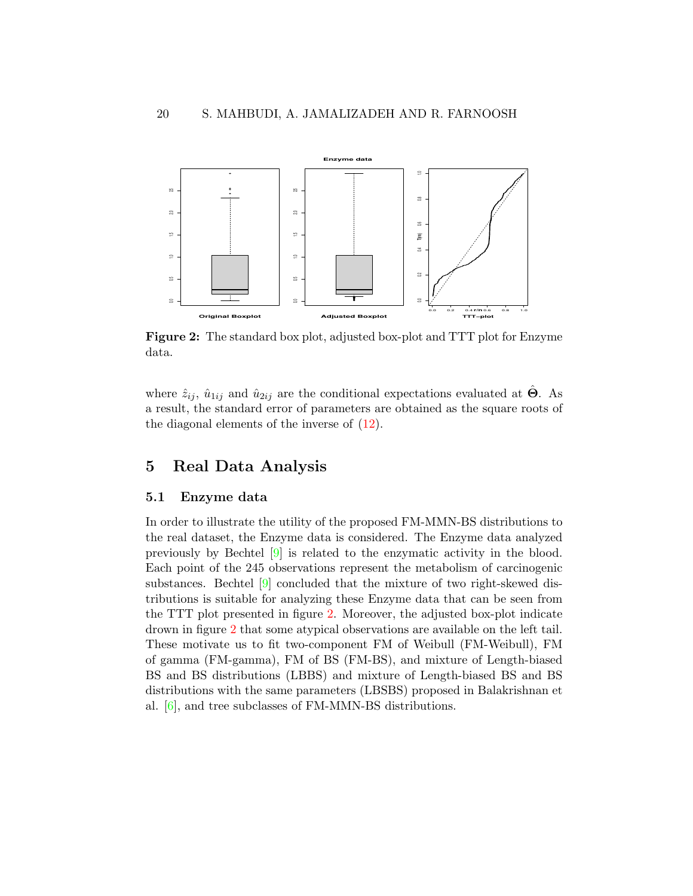**Figure 2:** The standard box plot, adjusted box-plot and TTT plot for Enzyme data.

where $\hat{z}_{ij}$, $\hat{u}_{1ij}$ and $\hat{u}_{2ij}$ are the conditional expectations evaluated at $\hat{\boldsymbol{\Theta}}$. As a result, the standard error of parameters are obtained as the square roots of the diagonal elements of the inverse of (12).

# 5 Real Data Analysis

## 5.1 Enzyme data

In order to illustrate the utility of the proposed FM-MMN-BS distributions to the real dataset, the Enzyme data is considered. The Enzyme data analyzed previously by Bechtel [9] is related to the enzymatic activity in the blood. Each point of the 245 observations represent the metabolism of carcinogenic substances. Bechtel [9] concluded that the mixture of two right-skewed distributions is suitable for analyzing these Enzyme data that can be seen from the TTT plot presented in figure 2. Moreover, the adjusted box-plot indicate drown in figure 2 that some atypical observations are available on the left tail. These motivate us to fit two-component FM of Weibull (FM-Weibull), FM of gamma (FM-gamma), FM of BS (FM-BS), and mixture of Length-biased BS and BS distributions (LBBS) and mixture of Length-biased BS and BS distributions with the same parameters (LBSBS) proposed in Balakrishnan et al. [6], and tree subclasses of FM-MMN-BS distributions.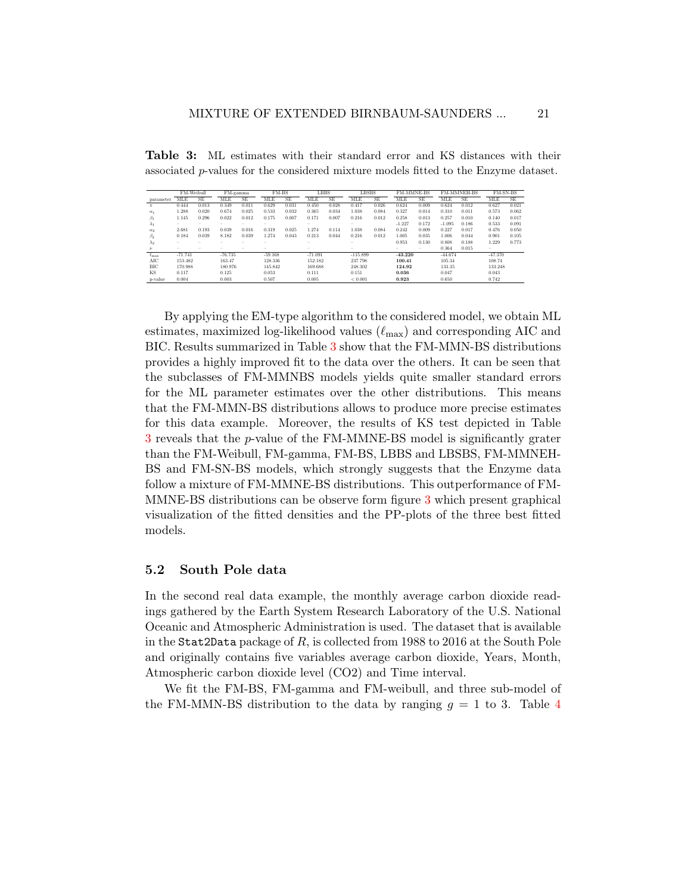**Table 3:** ML estimates with their standard error and KS distances with their associated $p$-values for the considered mixture models fitted to the Enzyme dataset.

| | FM-Weibull | | FM-gamma | | FM-BS | | LBBS | | LBSBS | | FM-MMNE-BS | | FM-MMNEH-BS | | FM-SN-BS | |
|---|---|---|---|---|---|---|---|---|---|---|---|---|---|---|---|---|
| parameter | MLE | SE | MLE | SE | MLE | SE | MLE | SE | MLE | SE | MLE | SE | MLE | SE | MLE | SE |
| $\pi$ | 0.444 | 0.013 | 0.349 | 0.011 | 0.629 | 0.031 | 0.450 | 0.028 | 0.417 | 0.026 | 0.624 | 0.009 | 0.624 | 0.012 | 0.627 | 0.021 |
| $\alpha_1$ | 1.288 | 0.020 | 0.674 | 0.025 | 0.533 | 0.032 | 0.365 | 0.034 | 1.038 | 0.084 | 0.327 | 0.014 | 0.310 | 0.011 | 0.573 | 0.062 |
| $\beta_1$ | 1.145 | 0.296 | 0.022 | 0.012 | 0.175 | 0.007 | 0.171 | 0.007 | 0.216 | 0.012 | 0.258 | 0.013 | 0.257 | 0.010 | 0.140 | 0.017 |
| $\lambda_1$ | – | – | – | – | – | – | – | – | – | – | -1.227 | 0.172 | -1.095 | 0.186 | 0.533 | 0.091 |
| $\alpha_2$ | 2.681 | 0.193 | 0.039 | 0.016 | 0.319 | 0.025 | 1.274 | 0.114 | 1.038 | 0.084 | 0.242 | 0.009 | 0.227 | 0.017 | 0.476 | 0.050 |
| $\beta_2$ | 0.184 | 0.039 | 8.182 | 0.039 | 1.274 | 0.043 | 0.213 | 0.044 | 0.216 | 0.012 | 1.005 | 0.035 | 1.006 | 0.044 | 0.901 | 0.105 |
| $\lambda_2$ | – | – | – | – | – | – | – | – | – | – | 0.953 | 0.130 | 0.808 | 0.188 | 1.229 | 0.773 |
| $\mu$ | – | – | – | – | – | – | – | – | – | – | – | – | 0.364 | 0.015 | – | |
| $\ell_{\max}$ | -71.741 | | -76.735 | | -59.168 | | -71.091 | | -115.899 | | **-43.220** | | -44.674 | | -47.370 | |
| AIC | 153.482 | | 163.47 | | 128.336 | | 152.182 | | 237.798 | | **100.41** | | 105.34 | | 108.74 | |
| BIC | 170.988 | | 180.976 | | 145.842 | | 169.688 | | 248.302 | | **124.92** | | 133.35 | | 133.248 | |
| KS | 0.117 | | 0.125 | | 0.053 | | 0.111 | | 0.151 | | **0.036** | | 0.047 | | 0.043 | |
| p-value | 0.004 | | 0.003 | | 0.507 | | 0.005 | | < 0.001 | | **0.923** | | 0.650 | | 0.742 | |

By applying the EM-type algorithm to the considered model, we obtain ML estimates, maximized log-likelihood values ($\ell_{\max}$) and corresponding AIC and BIC. Results summarized in Table 3 show that the FM-MMN-BS distributions provides a highly improved fit to the data over the others. It can be seen that the subclasses of FM-MMNBS models yields quite smaller standard errors for the ML parameter estimates over the other distributions. This means that the FM-MMN-BS distributions allows to produce more precise estimates for this data example. Moreover, the results of KS test depicted in Table 3 reveals that the $p$-value of the FM-MMNE-BS model is significantly grater than the FM-Weibull, FM-gamma, FM-BS, LBBS and LBSBS, FM-MMNEH-BS and FM-SN-BS models, which strongly suggests that the Enzyme data follow a mixture of FM-MMNE-BS distributions. This outperformance of FM-MMNE-BS distributions can be observe form figure 3 which present graphical visualization of the fitted densities and the PP-plots of the three best fitted models.

## 5.2 South Pole data

In the second real data example, the monthly average carbon dioxide readings gathered by the Earth System Research Laboratory of the U.S. National Oceanic and Atmospheric Administration is used. The dataset that is available in the `Stat2Data` package of $R$, is collected from 1988 to 2016 at the South Pole and originally contains five variables average carbon dioxide, Years, Month, Atmospheric carbon dioxide level (CO2) and Time interval.

We fit the FM-BS, FM-gamma and FM-weibull, and three sub-model of the FM-MMN-BS distribution to the data by ranging $g = 1$ to 3. Table 4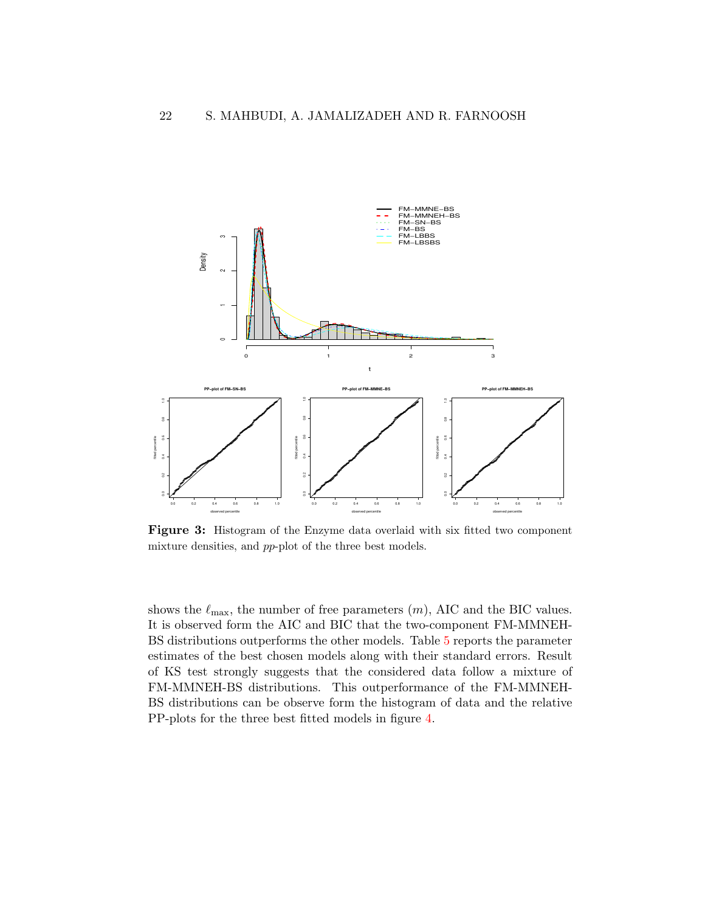**Figure 3:** Histogram of the Enzyme data overlaid with six fitted two component mixture densities, and *pp*-plot of the three best models.

shows the $\ell_{\max}$, the number of free parameters ($m$), AIC and the BIC values. It is observed form the AIC and BIC that the two-component FM-MMNEH-BS distributions outperforms the other models. Table 5 reports the parameter estimates of the best chosen models along with their standard errors. Result of KS test strongly suggests that the considered data follow a mixture of FM-MMNEH-BS distributions. This outperformance of the FM-MMNEH-BS distributions can be observe form the histogram of data and the relative PP-plots for the three best fitted models in figure 4.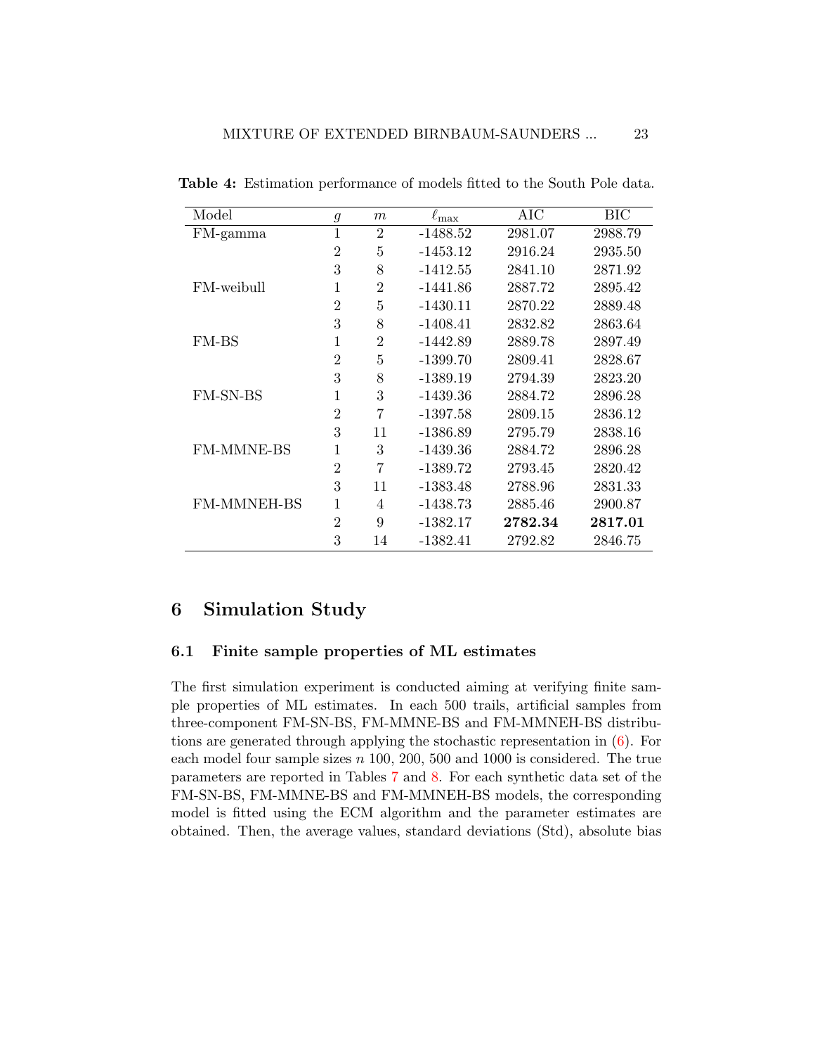**Table 4:** Estimation performance of models fitted to the South Pole data.

| Model | $g$ | $m$ | $\ell_{\max}$ | AIC | BIC |
|---|---|---|---|---|---|
| FM-gamma | 1 | 2 | -1488.52 | 2981.07 | 2988.79 |
| | 2 | 5 | -1453.12 | 2916.24 | 2935.50 |
| | 3 | 8 | -1412.55 | 2841.10 | 2871.92 |
| FM-weibull | 1 | 2 | -1441.86 | 2887.72 | 2895.42 |
| | 2 | 5 | -1430.11 | 2870.22 | 2889.48 |
| | 3 | 8 | -1408.41 | 2832.82 | 2863.64 |
| FM-BS | 1 | 2 | -1442.89 | 2889.78 | 2897.49 |
| | 2 | 5 | -1399.70 | 2809.41 | 2828.67 |
| | 3 | 8 | -1389.19 | 2794.39 | 2823.20 |
| FM-SN-BS | 1 | 3 | -1439.36 | 2884.72 | 2896.28 |
| | 2 | 7 | -1397.58 | 2809.15 | 2836.12 |
| | 3 | 11 | -1386.89 | 2795.79 | 2838.16 |
| FM-MMNE-BS | 1 | 3 | -1439.36 | 2884.72 | 2896.28 |
| | 2 | 7 | -1389.72 | 2793.45 | 2820.42 |
| | 3 | 11 | -1383.48 | 2788.96 | 2831.33 |
| FM-MMNEH-BS | 1 | 4 | -1438.73 | 2885.46 | 2900.87 |
| | 2 | 9 | -1382.17 | **2782.34** | **2817.01** |
| | 3 | 14 | -1382.41 | 2792.82 | 2846.75 |

## 6 Simulation Study

### 6.1 Finite sample properties of ML estimates

The first simulation experiment is conducted aiming at verifying finite sample properties of ML estimates. In each 500 trails, artificial samples from three-component FM-SN-BS, FM-MMNE-BS and FM-MMNEH-BS distributions are generated through applying the stochastic representation in (6). For each model four sample sizes $n$ 100, 200, 500 and 1000 is considered. The true parameters are reported in Tables 7 and 8. For each synthetic data set of the FM-SN-BS, FM-MMNE-BS and FM-MMNEH-BS models, the corresponding model is fitted using the ECM algorithm and the parameter estimates are obtained. Then, the average values, standard deviations (Std), absolute bias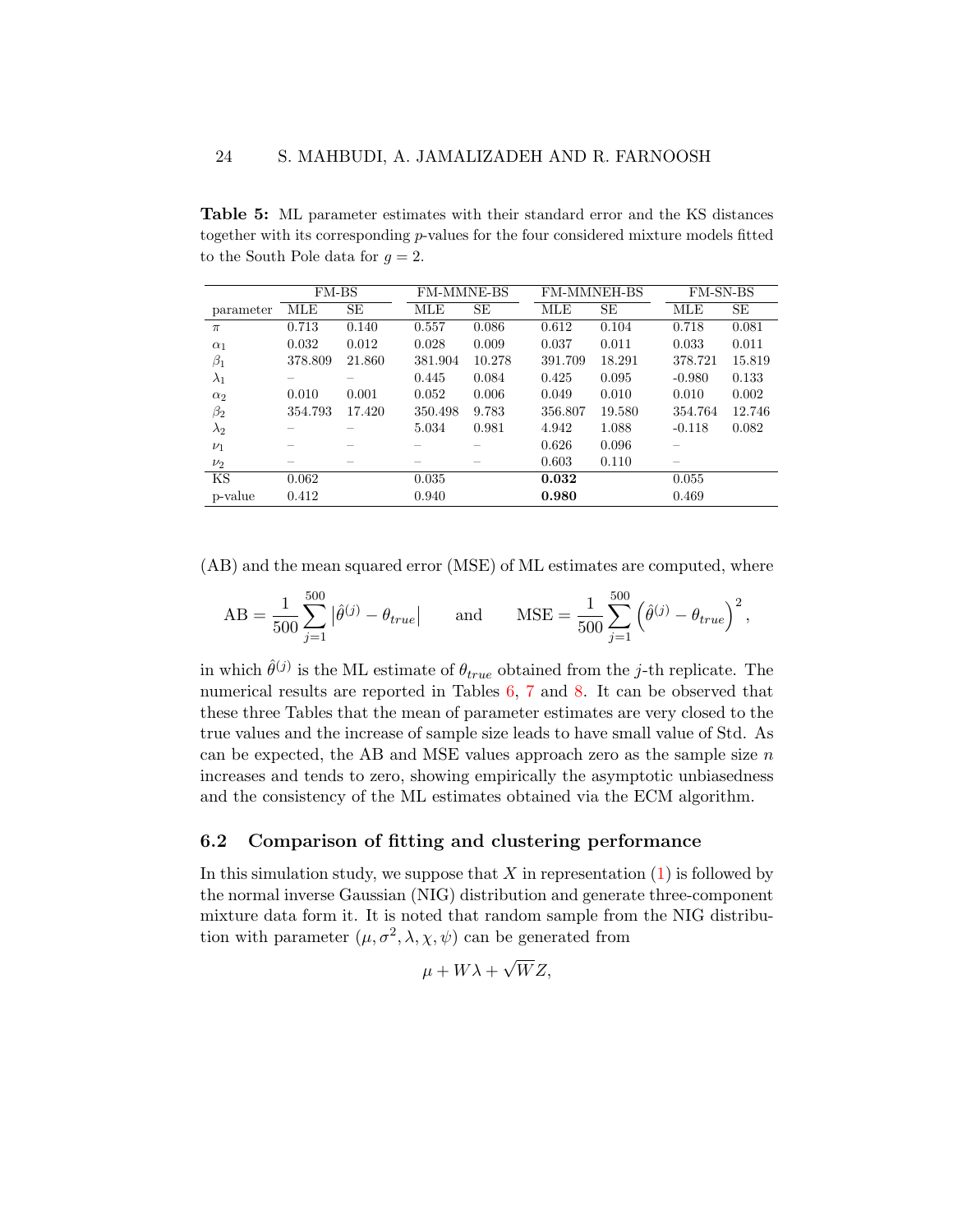**Table 5:** ML parameter estimates with their standard error and the KS distances together with its corresponding $p$-values for the four considered mixture models fitted to the South Pole data for $g = 2$.

| | FM-BS | | FM-MMNE-BS | | FM-MMNEH-BS | | FM-SN-BS | |
|---|---|---|---|---|---|---|---|---|
| parameter | MLE | SE | MLE | SE | MLE | SE | MLE | SE |
| $\pi$ | 0.713 | 0.140 | 0.557 | 0.086 | 0.612 | 0.104 | 0.718 | 0.081 |
| $\alpha_1$ | 0.032 | 0.012 | 0.028 | 0.009 | 0.037 | 0.011 | 0.033 | 0.011 |
| $\beta_1$ | 378.809 | 21.860 | 381.904 | 10.278 | 391.709 | 18.291 | 378.721 | 15.819 |
| $\lambda_1$ | – | – | 0.445 | 0.084 | 0.425 | 0.095 | -0.980 | 0.133 |
| $\alpha_2$ | 0.010 | 0.001 | 0.052 | 0.006 | 0.049 | 0.010 | 0.010 | 0.002 |
| $\beta_2$ | 354.793 | 17.420 | 350.498 | 9.783 | 356.807 | 19.580 | 354.764 | 12.746 |
| $\lambda_2$ | – | – | 5.034 | 0.981 | 4.942 | 1.088 | -0.118 | 0.082 |
| $\nu_1$ | – | – | – | – | 0.626 | 0.096 | – | |
| $\nu_2$ | – | – | – | – | 0.603 | 0.110 | – | |
| KS | 0.062 | | 0.035 | | **0.032** | | 0.055 | |
| p-value | 0.412 | | 0.940 | | **0.980** | | 0.469 | |

(AB) and the mean squared error (MSE) of ML estimates are computed, where

$$\text{AB} = \frac{1}{500}\sum_{j=1}^{500}\left|\hat{\theta}^{(j)} - \theta_{true}\right| \qquad \text{and} \qquad \text{MSE} = \frac{1}{500}\sum_{j=1}^{500}\left(\hat{\theta}^{(j)} - \theta_{true}\right)^2,$$

in which $\hat{\theta}^{(j)}$ is the ML estimate of $\theta_{true}$ obtained from the $j$-th replicate. The numerical results are reported in Tables 6, 7 and 8. It can be observed that these three Tables that the mean of parameter estimates are very closed to the true values and the increase of sample size leads to have small value of Std. As can be expected, the AB and MSE values approach zero as the sample size $n$ increases and tends to zero, showing empirically the asymptotic unbiasedness and the consistency of the ML estimates obtained via the ECM algorithm.

### 6.2 Comparison of fitting and clustering performance

In this simulation study, we suppose that $X$ in representation (1) is followed by the normal inverse Gaussian (NIG) distribution and generate three-component mixture data form it. It is noted that random sample from the NIG distribution with parameter $(\mu, \sigma^2, \lambda, \chi, \psi)$ can be generated from

$$\mu + W\lambda + \sqrt{W}Z,$$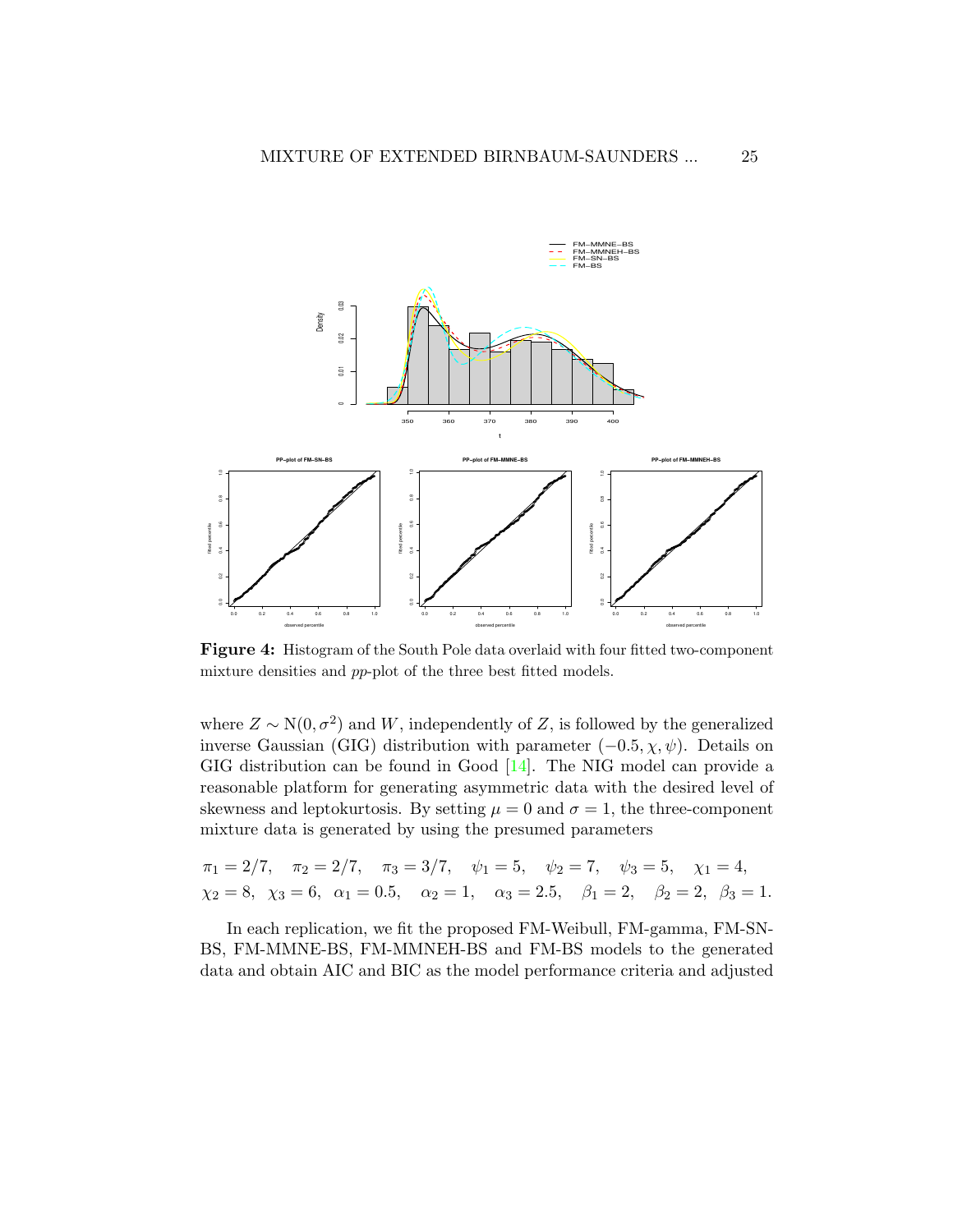**Figure 4:** Histogram of the South Pole data overlaid with four fitted two-component mixture densities and *pp*-plot of the three best fitted models.

where $Z \sim \mathrm{N}(0, \sigma^2)$ and $W$, independently of $Z$, is followed by the generalized inverse Gaussian (GIG) distribution with parameter $(-0.5, \chi, \psi)$. Details on GIG distribution can be found in Good [14]. The NIG model can provide a reasonable platform for generating asymmetric data with the desired level of skewness and leptokurtosis. By setting $\mu = 0$ and $\sigma = 1$, the three-component mixture data is generated by using the presumed parameters

$$\pi_1 = 2/7, \quad \pi_2 = 2/7, \quad \pi_3 = 3/7, \quad \psi_1 = 5, \quad \psi_2 = 7, \quad \psi_3 = 5, \quad \chi_1 = 4,$$
$$\chi_2 = 8, \;\; \chi_3 = 6, \;\; \alpha_1 = 0.5, \quad \alpha_2 = 1, \quad \alpha_3 = 2.5, \quad \beta_1 = 2, \quad \beta_2 = 2, \;\; \beta_3 = 1.$$

In each replication, we fit the proposed FM-Weibull, FM-gamma, FM-SN-BS, FM-MMNE-BS, FM-MMNEH-BS and FM-BS models to the generated data and obtain AIC and BIC as the model performance criteria and adjusted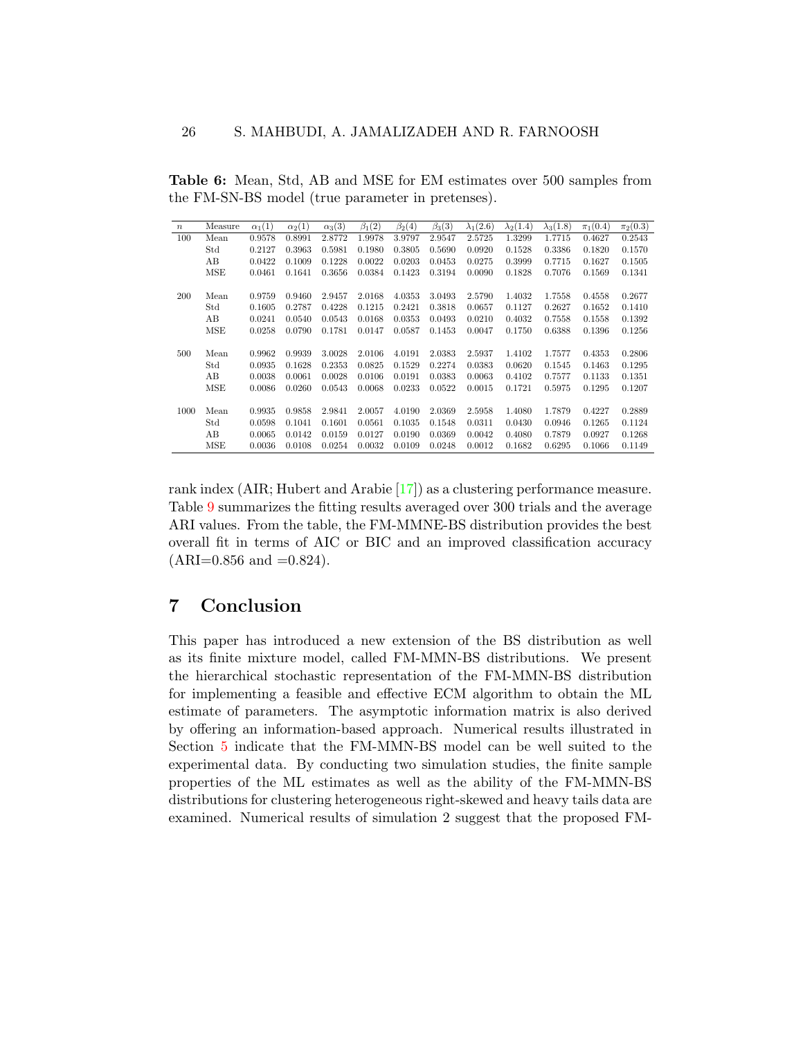**Table 6:** Mean, Std, AB and MSE for EM estimates over 500 samples from the FM-SN-BS model (true parameter in pretenses).

| $n$ | Measure | $\alpha_1(1)$ | $\alpha_2(1)$ | $\alpha_3(3)$ | $\beta_1(2)$ | $\beta_2(4)$ | $\beta_3(3)$ | $\lambda_1(2.6)$ | $\lambda_2(1.4)$ | $\lambda_3(1.8)$ | $\pi_1(0.4)$ | $\pi_2(0.3)$ |
|---|---|---|---|---|---|---|---|---|---|---|---|---|
| 100 | Mean | 0.9578 | 0.8991 | 2.8772 | 1.9978 | 3.9797 | 2.9547 | 2.5725 | 1.3299 | 1.7715 | 0.4627 | 0.2543 |
| | Std | 0.2127 | 0.3963 | 0.5981 | 0.1980 | 0.3805 | 0.5690 | 0.0920 | 0.1528 | 0.3386 | 0.1820 | 0.1570 |
| | AB | 0.0422 | 0.1009 | 0.1228 | 0.0022 | 0.0203 | 0.0453 | 0.0275 | 0.3999 | 0.7715 | 0.1627 | 0.1505 |
| | MSE | 0.0461 | 0.1641 | 0.3656 | 0.0384 | 0.1423 | 0.3194 | 0.0090 | 0.1828 | 0.7076 | 0.1569 | 0.1341 |
| 200 | Mean | 0.9759 | 0.9460 | 2.9457 | 2.0168 | 4.0353 | 3.0493 | 2.5790 | 1.4032 | 1.7558 | 0.4558 | 0.2677 |
| | Std | 0.1605 | 0.2787 | 0.4228 | 0.1215 | 0.2421 | 0.3818 | 0.0657 | 0.1127 | 0.2627 | 0.1652 | 0.1410 |
| | AB | 0.0241 | 0.0540 | 0.0543 | 0.0168 | 0.0353 | 0.0493 | 0.0210 | 0.4032 | 0.7558 | 0.1558 | 0.1392 |
| | MSE | 0.0258 | 0.0790 | 0.1781 | 0.0147 | 0.0587 | 0.1453 | 0.0047 | 0.1750 | 0.6388 | 0.1396 | 0.1256 |
| 500 | Mean | 0.9962 | 0.9939 | 3.0028 | 2.0106 | 4.0191 | 2.0383 | 2.5937 | 1.4102 | 1.7577 | 0.4353 | 0.2806 |
| | Std | 0.0935 | 0.1628 | 0.2353 | 0.0825 | 0.1529 | 0.2274 | 0.0383 | 0.0620 | 0.1545 | 0.1463 | 0.1295 |
| | AB | 0.0038 | 0.0061 | 0.0028 | 0.0106 | 0.0191 | 0.0383 | 0.0063 | 0.4102 | 0.7577 | 0.1133 | 0.1351 |
| | MSE | 0.0086 | 0.0260 | 0.0543 | 0.0068 | 0.0233 | 0.0522 | 0.0015 | 0.1721 | 0.5975 | 0.1295 | 0.1207 |
| 1000 | Mean | 0.9935 | 0.9858 | 2.9841 | 2.0057 | 4.0190 | 2.0369 | 2.5958 | 1.4080 | 1.7879 | 0.4227 | 0.2889 |
| | Std | 0.0598 | 0.1041 | 0.1601 | 0.0561 | 0.1035 | 0.1548 | 0.0311 | 0.0430 | 0.0946 | 0.1265 | 0.1124 |
| | AB | 0.0065 | 0.0142 | 0.0159 | 0.0127 | 0.0190 | 0.0369 | 0.0042 | 0.4080 | 0.7879 | 0.0927 | 0.1268 |
| | MSE | 0.0036 | 0.0108 | 0.0254 | 0.0032 | 0.0109 | 0.0248 | 0.0012 | 0.1682 | 0.6295 | 0.1066 | 0.1149 |

rank index (AIR; Hubert and Arabie [17]) as a clustering performance measure. Table 9 summarizes the fitting results averaged over 300 trials and the average ARI values. From the table, the FM-MMNE-BS distribution provides the best overall fit in terms of AIC or BIC and an improved classification accuracy (ARI=0.856 and =0.824).

## 7 Conclusion

This paper has introduced a new extension of the BS distribution as well as its finite mixture model, called FM-MMN-BS distributions. We present the hierarchical stochastic representation of the FM-MMN-BS distribution for implementing a feasible and effective ECM algorithm to obtain the ML estimate of parameters. The asymptotic information matrix is also derived by offering an information-based approach. Numerical results illustrated in Section 5 indicate that the FM-MMN-BS model can be well suited to the experimental data. By conducting two simulation studies, the finite sample properties of the ML estimates as well as the ability of the FM-MMN-BS distributions for clustering heterogeneous right-skewed and heavy tails data are examined. Numerical results of simulation 2 suggest that the proposed FM-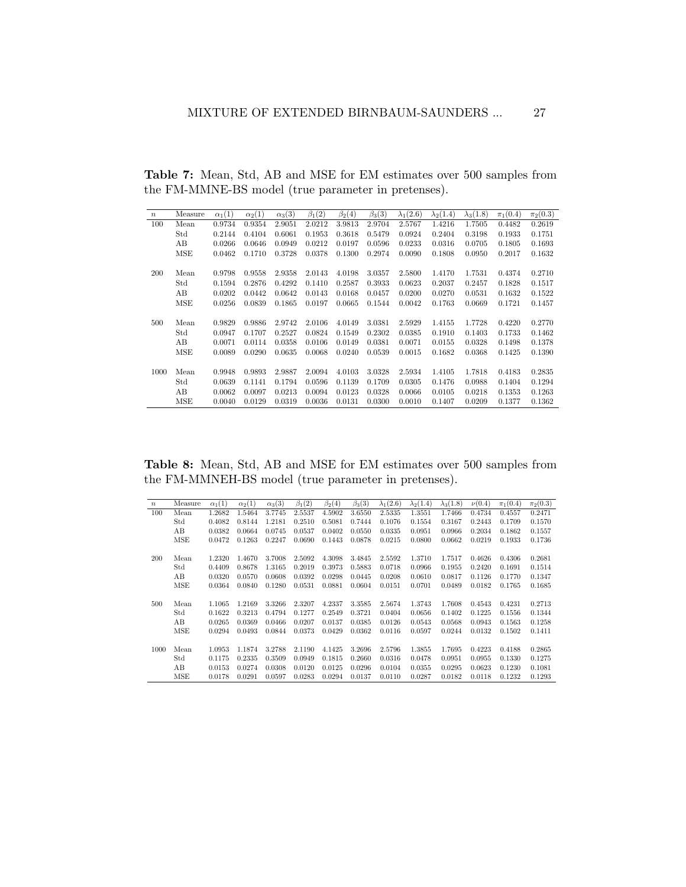**Table 7:** Mean, Std, AB and MSE for EM estimates over 500 samples from the FM-MMNE-BS model (true parameter in pretenses).

| $n$ | Measure | $\alpha_1(1)$ | $\alpha_2(1)$ | $\alpha_3(3)$ | $\beta_1(2)$ | $\beta_2(4)$ | $\beta_3(3)$ | $\lambda_1(2.6)$ | $\lambda_2(1.4)$ | $\lambda_3(1.8)$ | $\pi_1(0.4)$ | $\pi_2(0.3)$ |
|---|---|---|---|---|---|---|---|---|---|---|---|---|
| 100 | Mean | 0.9734 | 0.9354 | 2.9051 | 2.0212 | 3.9813 | 2.9704 | 2.5767 | 1.4216 | 1.7505 | 0.4482 | 0.2619 |
| | Std | 0.2144 | 0.4104 | 0.6061 | 0.1953 | 0.3618 | 0.5479 | 0.0924 | 0.2404 | 0.3198 | 0.1933 | 0.1751 |
| | AB | 0.0266 | 0.0646 | 0.0949 | 0.0212 | 0.0197 | 0.0596 | 0.0233 | 0.0316 | 0.0705 | 0.1805 | 0.1693 |
| | MSE | 0.0462 | 0.1710 | 0.3728 | 0.0378 | 0.1300 | 0.2974 | 0.0090 | 0.1808 | 0.0950 | 0.2017 | 0.1632 |
| 200 | Mean | 0.9798 | 0.9558 | 2.9358 | 2.0143 | 4.0198 | 3.0357 | 2.5800 | 1.4170 | 1.7531 | 0.4374 | 0.2710 |
| | Std | 0.1594 | 0.2876 | 0.4292 | 0.1410 | 0.2587 | 0.3933 | 0.0623 | 0.2037 | 0.2457 | 0.1828 | 0.1517 |
| | AB | 0.0202 | 0.0442 | 0.0642 | 0.0143 | 0.0168 | 0.0457 | 0.0200 | 0.0270 | 0.0531 | 0.1632 | 0.1522 |
| | MSE | 0.0256 | 0.0839 | 0.1865 | 0.0197 | 0.0665 | 0.1544 | 0.0042 | 0.1763 | 0.0669 | 0.1721 | 0.1457 |
| 500 | Mean | 0.9829 | 0.9886 | 2.9742 | 2.0106 | 4.0149 | 3.0381 | 2.5929 | 1.4155 | 1.7728 | 0.4220 | 0.2770 |
| | Std | 0.0947 | 0.1707 | 0.2527 | 0.0824 | 0.1549 | 0.2302 | 0.0385 | 0.1910 | 0.1403 | 0.1733 | 0.1462 |
| | AB | 0.0071 | 0.0114 | 0.0358 | 0.0106 | 0.0149 | 0.0381 | 0.0071 | 0.0155 | 0.0328 | 0.1498 | 0.1378 |
| | MSE | 0.0089 | 0.0290 | 0.0635 | 0.0068 | 0.0240 | 0.0539 | 0.0015 | 0.1682 | 0.0368 | 0.1425 | 0.1390 |
| 1000 | Mean | 0.9948 | 0.9893 | 2.9887 | 2.0094 | 4.0103 | 3.0328 | 2.5934 | 1.4105 | 1.7818 | 0.4183 | 0.2835 |
| | Std | 0.0639 | 0.1141 | 0.1794 | 0.0596 | 0.1139 | 0.1709 | 0.0305 | 0.1476 | 0.0988 | 0.1404 | 0.1294 |
| | AB | 0.0062 | 0.0097 | 0.0213 | 0.0094 | 0.0123 | 0.0328 | 0.0066 | 0.0105 | 0.0218 | 0.1353 | 0.1263 |
| | MSE | 0.0040 | 0.0129 | 0.0319 | 0.0036 | 0.0131 | 0.0300 | 0.0010 | 0.1407 | 0.0209 | 0.1377 | 0.1362 |

**Table 8:** Mean, Std, AB and MSE for EM estimates over 500 samples from the FM-MMNEH-BS model (true parameter in pretenses).

| $n$ | Measure | $\alpha_1(1)$ | $\alpha_2(1)$ | $\alpha_3(3)$ | $\beta_1(2)$ | $\beta_2(4)$ | $\beta_3(3)$ | $\lambda_1(2.6)$ | $\lambda_2(1.4)$ | $\lambda_3(1.8)$ | $\nu(0.4)$ | $\pi_1(0.4)$ | $\pi_2(0.3)$ |
|---|---|---|---|---|---|---|---|---|---|---|---|---|---|
| 100 | Mean | 1.2682 | 1.5464 | 3.7745 | 2.5537 | 4.5902 | 3.6550 | 2.5335 | 1.3551 | 1.7466 | 0.4734 | 0.4557 | 0.2471 |
| | Std | 0.4082 | 0.8144 | 1.2181 | 0.2510 | 0.5081 | 0.7444 | 0.1076 | 0.1554 | 0.3167 | 0.2443 | 0.1709 | 0.1570 |
| | AB | 0.0382 | 0.0664 | 0.0745 | 0.0537 | 0.0402 | 0.0550 | 0.0335 | 0.0951 | 0.0966 | 0.2034 | 0.1862 | 0.1557 |
| | MSE | 0.0472 | 0.1263 | 0.2247 | 0.0690 | 0.1443 | 0.0878 | 0.0215 | 0.0800 | 0.0662 | 0.0219 | 0.1933 | 0.1736 |
| 200 | Mean | 1.2320 | 1.4670 | 3.7008 | 2.5092 | 4.3098 | 3.4845 | 2.5592 | 1.3710 | 1.7517 | 0.4626 | 0.4306 | 0.2681 |
| | Std | 0.4409 | 0.8678 | 1.3165 | 0.2019 | 0.3973 | 0.5883 | 0.0718 | 0.0966 | 0.1955 | 0.2420 | 0.1691 | 0.1514 |
| | AB | 0.0320 | 0.0570 | 0.0608 | 0.0392 | 0.0298 | 0.0445 | 0.0208 | 0.0610 | 0.0817 | 0.1126 | 0.1770 | 0.1347 |
| | MSE | 0.0364 | 0.0840 | 0.1280 | 0.0531 | 0.0881 | 0.0604 | 0.0151 | 0.0701 | 0.0489 | 0.0182 | 0.1765 | 0.1685 |
| 500 | Mean | 1.1065 | 1.2169 | 3.3266 | 2.3207 | 4.2337 | 3.3585 | 2.5674 | 1.3743 | 1.7608 | 0.4543 | 0.4231 | 0.2713 |
| | Std | 0.1622 | 0.3213 | 0.4794 | 0.1277 | 0.2549 | 0.3721 | 0.0404 | 0.0656 | 0.1402 | 0.1225 | 0.1556 | 0.1344 |
| | AB | 0.0265 | 0.0369 | 0.0466 | 0.0207 | 0.0137 | 0.0385 | 0.0126 | 0.0543 | 0.0568 | 0.0943 | 0.1563 | 0.1258 |
| | MSE | 0.0294 | 0.0493 | 0.0844 | 0.0373 | 0.0429 | 0.0362 | 0.0116 | 0.0597 | 0.0244 | 0.0132 | 0.1502 | 0.1411 |
| 1000 | Mean | 1.0953 | 1.1874 | 3.2788 | 2.1190 | 4.1425 | 3.2696 | 2.5796 | 1.3855 | 1.7695 | 0.4223 | 0.4188 | 0.2865 |
| | Std | 0.1175 | 0.2335 | 0.3509 | 0.0949 | 0.1815 | 0.2660 | 0.0316 | 0.0478 | 0.0951 | 0.0955 | 0.1330 | 0.1275 |
| | AB | 0.0153 | 0.0274 | 0.0308 | 0.0120 | 0.0125 | 0.0296 | 0.0104 | 0.0355 | 0.0295 | 0.0623 | 0.1230 | 0.1081 |
| | MSE | 0.0178 | 0.0291 | 0.0597 | 0.0283 | 0.0294 | 0.0137 | 0.0110 | 0.0287 | 0.0182 | 0.0118 | 0.1232 | 0.1293 |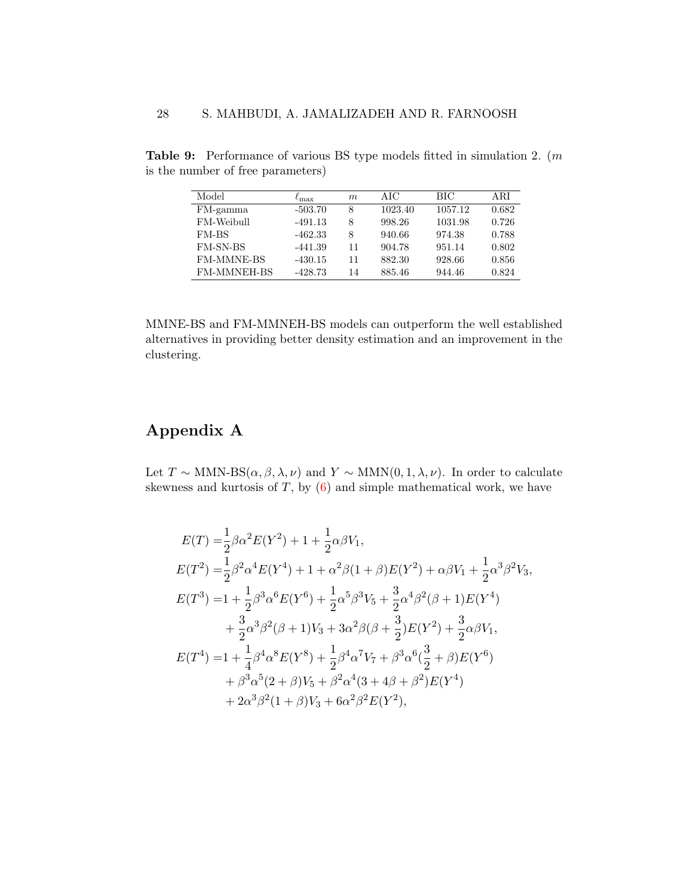**Table 9:** Performance of various BS type models fitted in simulation 2. ($m$ is the number of free parameters)

| Model | $\ell_{\max}$ | $m$ | AIC | BIC | ARI |
|---|---|---|---|---|---|
| FM-gamma | -503.70 | 8 | 1023.40 | 1057.12 | 0.682 |
| FM-Weibull | -491.13 | 8 | 998.26 | 1031.98 | 0.726 |
| FM-BS | -462.33 | 8 | 940.66 | 974.38 | 0.788 |
| FM-SN-BS | -441.39 | 11 | 904.78 | 951.14 | 0.802 |
| FM-MMNE-BS | -430.15 | 11 | 882.30 | 928.66 | 0.856 |
| FM-MMNEH-BS | -428.73 | 14 | 885.46 | 944.46 | 0.824 |

MMNE-BS and FM-MMNEH-BS models can outperform the well established alternatives in providing better density estimation and an improvement in the clustering.

## Appendix A

Let $T \sim$ MMN-BS$(\alpha, \beta, \lambda, \nu)$ and $Y \sim$ MMN$(0, 1, \lambda, \nu)$. In order to calculate skewness and kurtosis of $T$, by (6) and simple mathematical work, we have

$$
\begin{aligned}
E(T) =& \frac{1}{2}\beta\alpha^2 E(Y^2) + 1 + \frac{1}{2}\alpha\beta V_1, \\
E(T^2) =& \frac{1}{2}\beta^2\alpha^4 E(Y^4) + 1 + \alpha^2\beta(1+\beta)E(Y^2) + \alpha\beta V_1 + \frac{1}{2}\alpha^3\beta^2 V_3, \\
E(T^3) =& 1 + \frac{1}{2}\beta^3\alpha^6 E(Y^6) + \frac{1}{2}\alpha^5\beta^3 V_5 + \frac{3}{2}\alpha^4\beta^2(\beta+1)E(Y^4) \\
&+ \frac{3}{2}\alpha^3\beta^2(\beta+1)V_3 + 3\alpha^2\beta(\beta + \frac{3}{2})E(Y^2) + \frac{3}{2}\alpha\beta V_1, \\
E(T^4) =& 1 + \frac{1}{4}\beta^4\alpha^8 E(Y^8) + \frac{1}{2}\beta^4\alpha^7 V_7 + \beta^3\alpha^6(\frac{3}{2} + \beta)E(Y^6) \\
&+ \beta^3\alpha^5(2+\beta)V_5 + \beta^2\alpha^4(3 + 4\beta + \beta^2)E(Y^4) \\
&+ 2\alpha^3\beta^2(1+\beta)V_3 + 6\alpha^2\beta^2 E(Y^2),
\end{aligned}
$$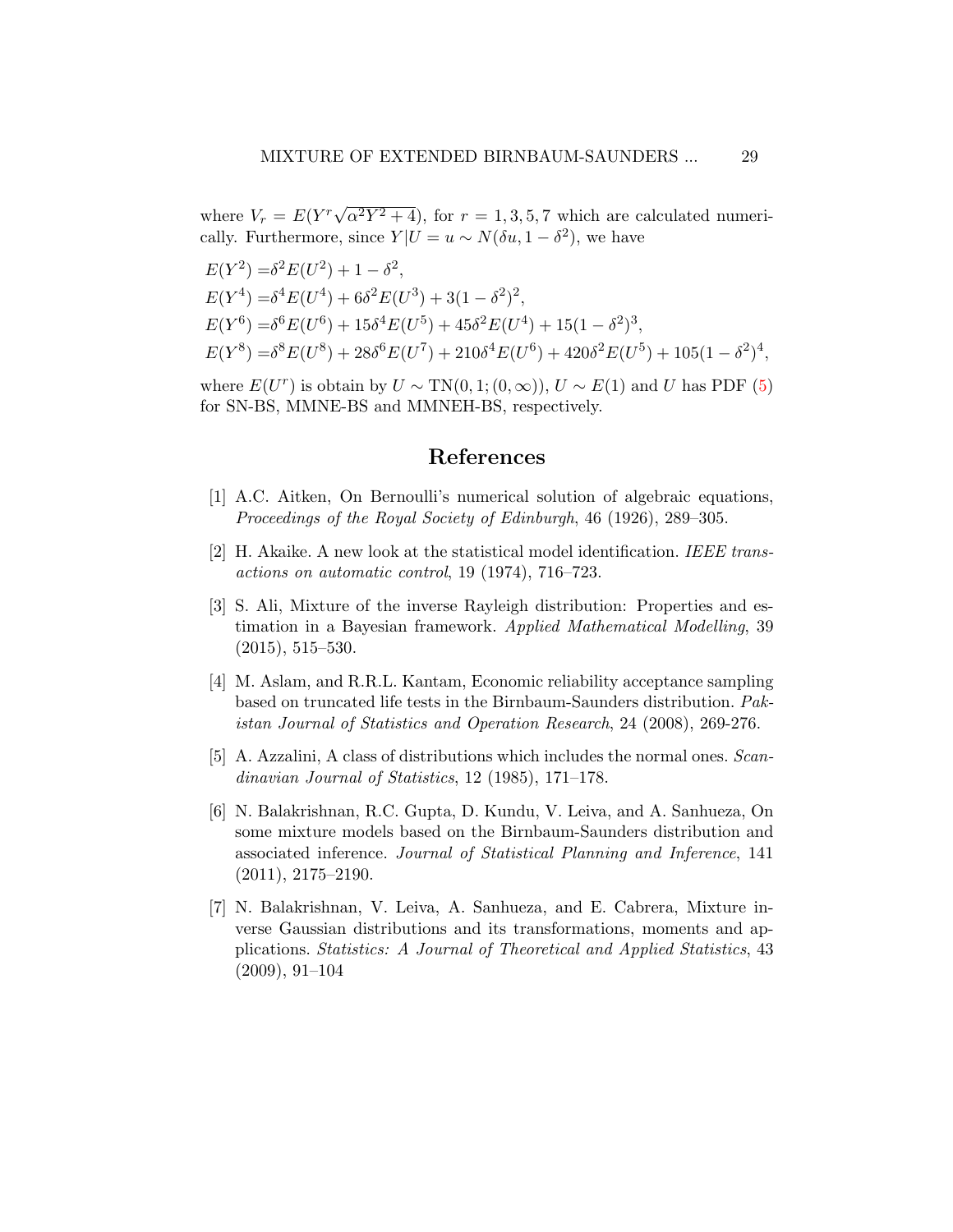where $V_r = E(Y^r\sqrt{\alpha^2 Y^2 + 4})$, for $r = 1, 3, 5, 7$ which are calculated numerically. Furthermore, since $Y|U = u \sim N(\delta u, 1 - \delta^2)$, we have

$$
\begin{aligned}
E(Y^2) =& \delta^2 E(U^2) + 1 - \delta^2, \\
E(Y^4) =& \delta^4 E(U^4) + 6\delta^2 E(U^3) + 3(1 - \delta^2)^2, \\
E(Y^6) =& \delta^6 E(U^6) + 15\delta^4 E(U^5) + 45\delta^2 E(U^4) + 15(1 - \delta^2)^3, \\
E(Y^8) =& \delta^8 E(U^8) + 28\delta^6 E(U^7) + 210\delta^4 E(U^6) + 420\delta^2 E(U^5) + 105(1 - \delta^2)^4,
\end{aligned}
$$

where $E(U^r)$ is obtain by $U \sim \mathrm{TN}(0, 1; (0, \infty))$, $U \sim E(1)$ and $U$ has PDF (5) for SN-BS, MMNE-BS and MMNEH-BS, respectively.

# References

[1] A.C. Aitken, On Bernoulli's numerical solution of algebraic equations, *Proceedings of the Royal Society of Edinburgh*, 46 (1926), 289–305.

[2] H. Akaike. A new look at the statistical model identification. *IEEE transactions on automatic control*, 19 (1974), 716–723.

[3] S. Ali, Mixture of the inverse Rayleigh distribution: Properties and estimation in a Bayesian framework. *Applied Mathematical Modelling*, 39 (2015), 515–530.

[4] M. Aslam, and R.R.L. Kantam, Economic reliability acceptance sampling based on truncated life tests in the Birnbaum-Saunders distribution. *Pakistan Journal of Statistics and Operation Research*, 24 (2008), 269-276.

[5] A. Azzalini, A class of distributions which includes the normal ones. *Scandinavian Journal of Statistics*, 12 (1985), 171–178.

[6] N. Balakrishnan, R.C. Gupta, D. Kundu, V. Leiva, and A. Sanhueza, On some mixture models based on the Birnbaum-Saunders distribution and associated inference. *Journal of Statistical Planning and Inference*, 141 (2011), 2175–2190.

[7] N. Balakrishnan, V. Leiva, A. Sanhueza, and E. Cabrera, Mixture inverse Gaussian distributions and its transformations, moments and applications. *Statistics: A Journal of Theoretical and Applied Statistics*, 43 (2009), 91–104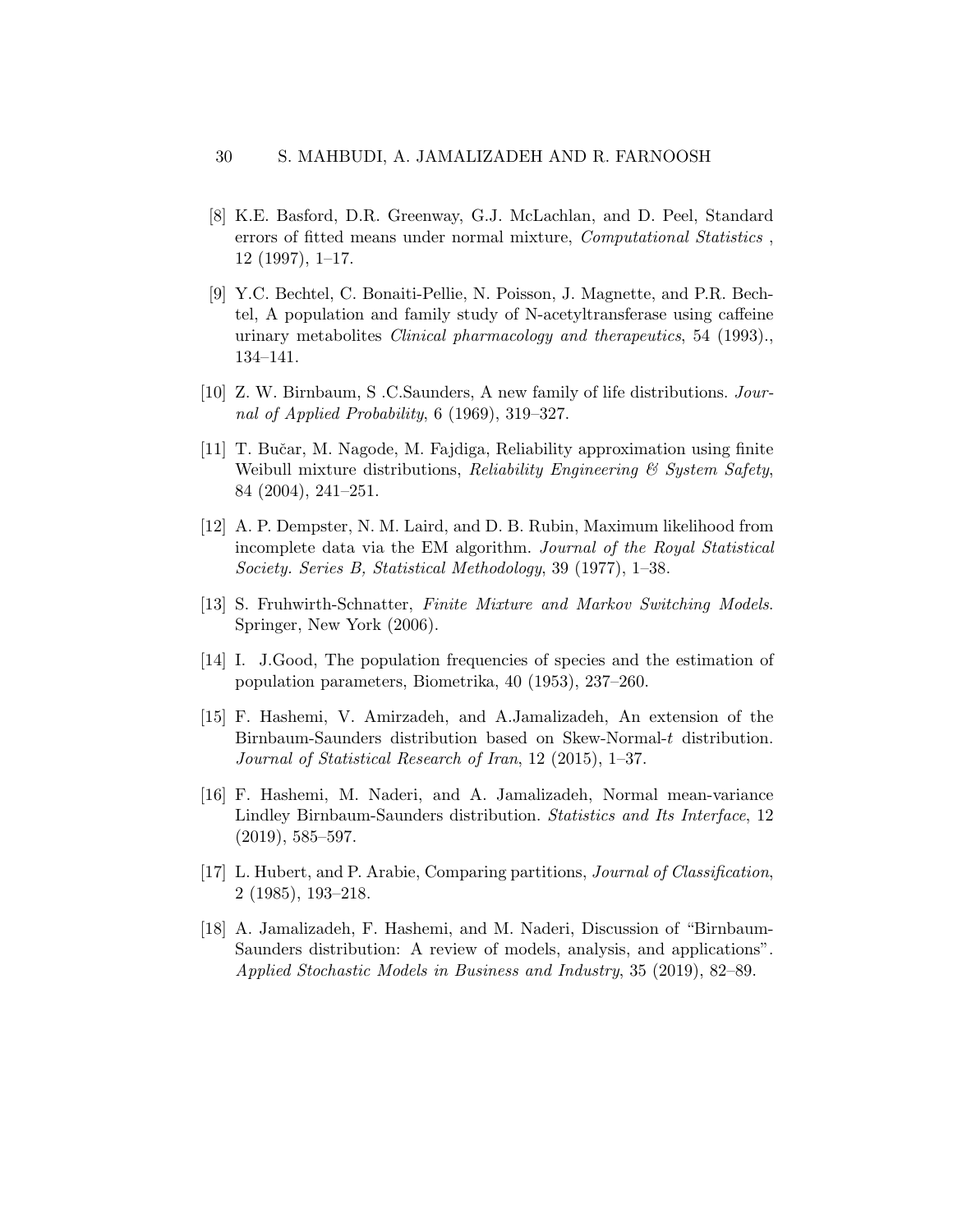[8] K.E. Basford, D.R. Greenway, G.J. McLachlan, and D. Peel, Standard errors of fitted means under normal mixture, *Computational Statistics* , 12 (1997), 1–17.

[9] Y.C. Bechtel, C. Bonaiti-Pellie, N. Poisson, J. Magnette, and P.R. Bechtel, A population and family study of N-acetyltransferase using caffeine urinary metabolites *Clinical pharmacology and therapeutics*, 54 (1993)., 134–141.

[10] Z. W. Birnbaum, S .C.Saunders, A new family of life distributions. *Journal of Applied Probability*, 6 (1969), 319–327.

[11] T. Bučar, M. Nagode, M. Fajdiga, Reliability approximation using finite Weibull mixture distributions, *Reliability Engineering & System Safety*, 84 (2004), 241–251.

[12] A. P. Dempster, N. M. Laird, and D. B. Rubin, Maximum likelihood from incomplete data via the EM algorithm. *Journal of the Royal Statistical Society. Series B, Statistical Methodology*, 39 (1977), 1–38.

[13] S. Fruhwirth-Schnatter, *Finite Mixture and Markov Switching Models*. Springer, New York (2006).

[14] I. J.Good, The population frequencies of species and the estimation of population parameters, Biometrika, 40 (1953), 237–260.

[15] F. Hashemi, V. Amirzadeh, and A.Jamalizadeh, An extension of the Birnbaum-Saunders distribution based on Skew-Normal-$t$ distribution. *Journal of Statistical Research of Iran*, 12 (2015), 1–37.

[16] F. Hashemi, M. Naderi, and A. Jamalizadeh, Normal mean-variance Lindley Birnbaum-Saunders distribution. *Statistics and Its Interface*, 12 (2019), 585–597.

[17] L. Hubert, and P. Arabie, Comparing partitions, *Journal of Classification*, 2 (1985), 193–218.

[18] A. Jamalizadeh, F. Hashemi, and M. Naderi, Discussion of "Birnbaum-Saunders distribution: A review of models, analysis, and applications". *Applied Stochastic Models in Business and Industry*, 35 (2019), 82–89.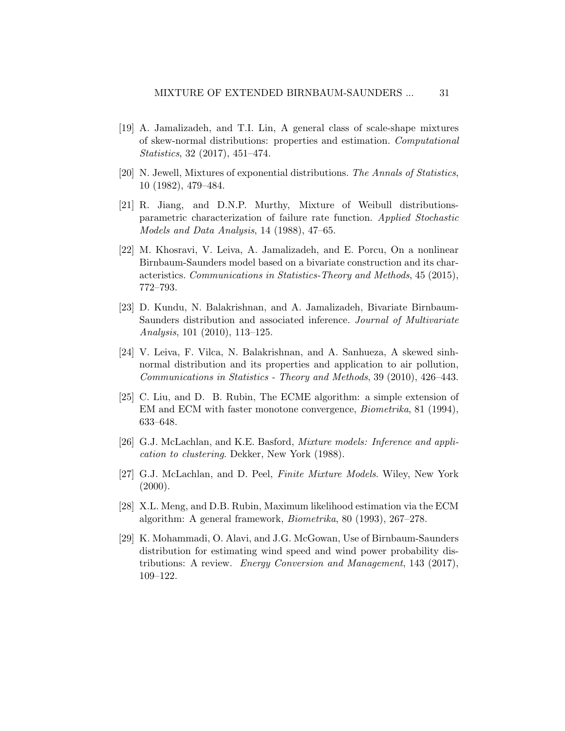[19] A. Jamalizadeh, and T.I. Lin, A general class of scale-shape mixtures of skew-normal distributions: properties and estimation. *Computational Statistics*, 32 (2017), 451–474.

[20] N. Jewell, Mixtures of exponential distributions. *The Annals of Statistics*, 10 (1982), 479–484.

[21] R. Jiang, and D.N.P. Murthy, Mixture of Weibull distributions-parametric characterization of failure rate function. *Applied Stochastic Models and Data Analysis*, 14 (1988), 47–65.

[22] M. Khosravi, V. Leiva, A. Jamalizadeh, and E. Porcu, On a nonlinear Birnbaum-Saunders model based on a bivariate construction and its characteristics. *Communications in Statistics-Theory and Methods*, 45 (2015), 772–793.

[23] D. Kundu, N. Balakrishnan, and A. Jamalizadeh, Bivariate Birnbaum-Saunders distribution and associated inference. *Journal of Multivariate Analysis*, 101 (2010), 113–125.

[24] V. Leiva, F. Vilca, N. Balakrishnan, and A. Sanhueza, A skewed sinh-normal distribution and its properties and application to air pollution, *Communications in Statistics - Theory and Methods*, 39 (2010), 426–443.

[25] C. Liu, and D. B. Rubin, The ECME algorithm: a simple extension of EM and ECM with faster monotone convergence, *Biometrika*, 81 (1994), 633–648.

[26] G.J. McLachlan, and K.E. Basford, *Mixture models: Inference and application to clustering*. Dekker, New York (1988).

[27] G.J. McLachlan, and D. Peel, *Finite Mixture Models*. Wiley, New York (2000).

[28] X.L. Meng, and D.B. Rubin, Maximum likelihood estimation via the ECM algorithm: A general framework, *Biometrika*, 80 (1993), 267–278.

[29] K. Mohammadi, O. Alavi, and J.G. McGowan, Use of Birnbaum-Saunders distribution for estimating wind speed and wind power probability distributions: A review. *Energy Conversion and Management*, 143 (2017), 109–122.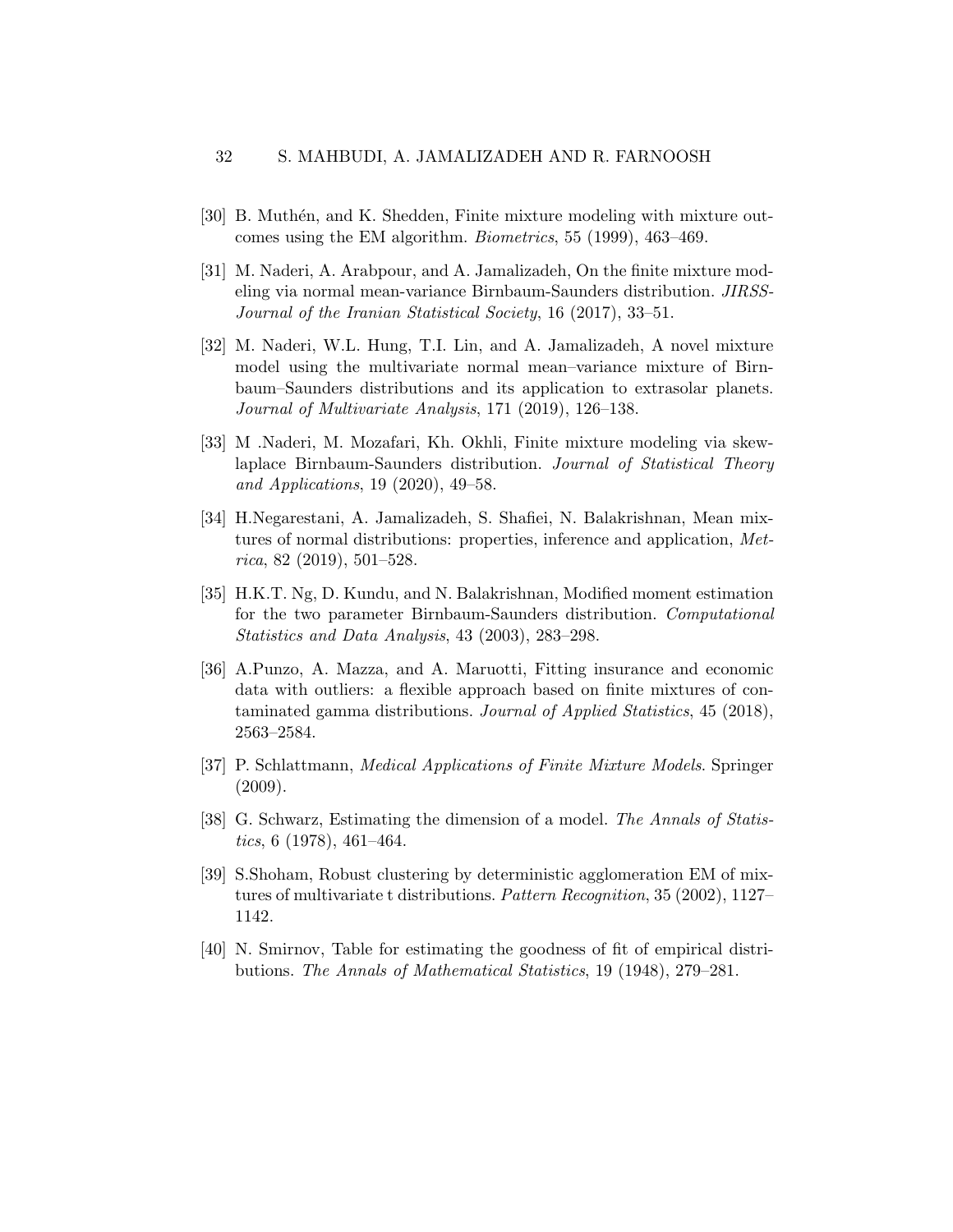[30] B. Muthén, and K. Shedden, Finite mixture modeling with mixture outcomes using the EM algorithm. *Biometrics*, 55 (1999), 463–469.

[31] M. Naderi, A. Arabpour, and A. Jamalizadeh, On the finite mixture modeling via normal mean-variance Birnbaum-Saunders distribution. *JIRSS-Journal of the Iranian Statistical Society*, 16 (2017), 33–51.

[32] M. Naderi, W.L. Hung, T.I. Lin, and A. Jamalizadeh, A novel mixture model using the multivariate normal mean–variance mixture of Birnbaum–Saunders distributions and its application to extrasolar planets. *Journal of Multivariate Analysis*, 171 (2019), 126–138.

[33] M .Naderi, M. Mozafari, Kh. Okhli, Finite mixture modeling via skew-laplace Birnbaum-Saunders distribution. *Journal of Statistical Theory and Applications*, 19 (2020), 49–58.

[34] H.Negarestani, A. Jamalizadeh, S. Shafiei, N. Balakrishnan, Mean mixtures of normal distributions: properties, inference and application, *Metrica*, 82 (2019), 501–528.

[35] H.K.T. Ng, D. Kundu, and N. Balakrishnan, Modified moment estimation for the two parameter Birnbaum-Saunders distribution. *Computational Statistics and Data Analysis*, 43 (2003), 283–298.

[36] A.Punzo, A. Mazza, and A. Maruotti, Fitting insurance and economic data with outliers: a flexible approach based on finite mixtures of contaminated gamma distributions. *Journal of Applied Statistics*, 45 (2018), 2563–2584.

[37] P. Schlattmann, *Medical Applications of Finite Mixture Models*. Springer (2009).

[38] G. Schwarz, Estimating the dimension of a model. *The Annals of Statistics*, 6 (1978), 461–464.

[39] S.Shoham, Robust clustering by deterministic agglomeration EM of mixtures of multivariate t distributions. *Pattern Recognition*, 35 (2002), 1127–1142.

[40] N. Smirnov, Table for estimating the goodness of fit of empirical distributions. *The Annals of Mathematical Statistics*, 19 (1948), 279–281.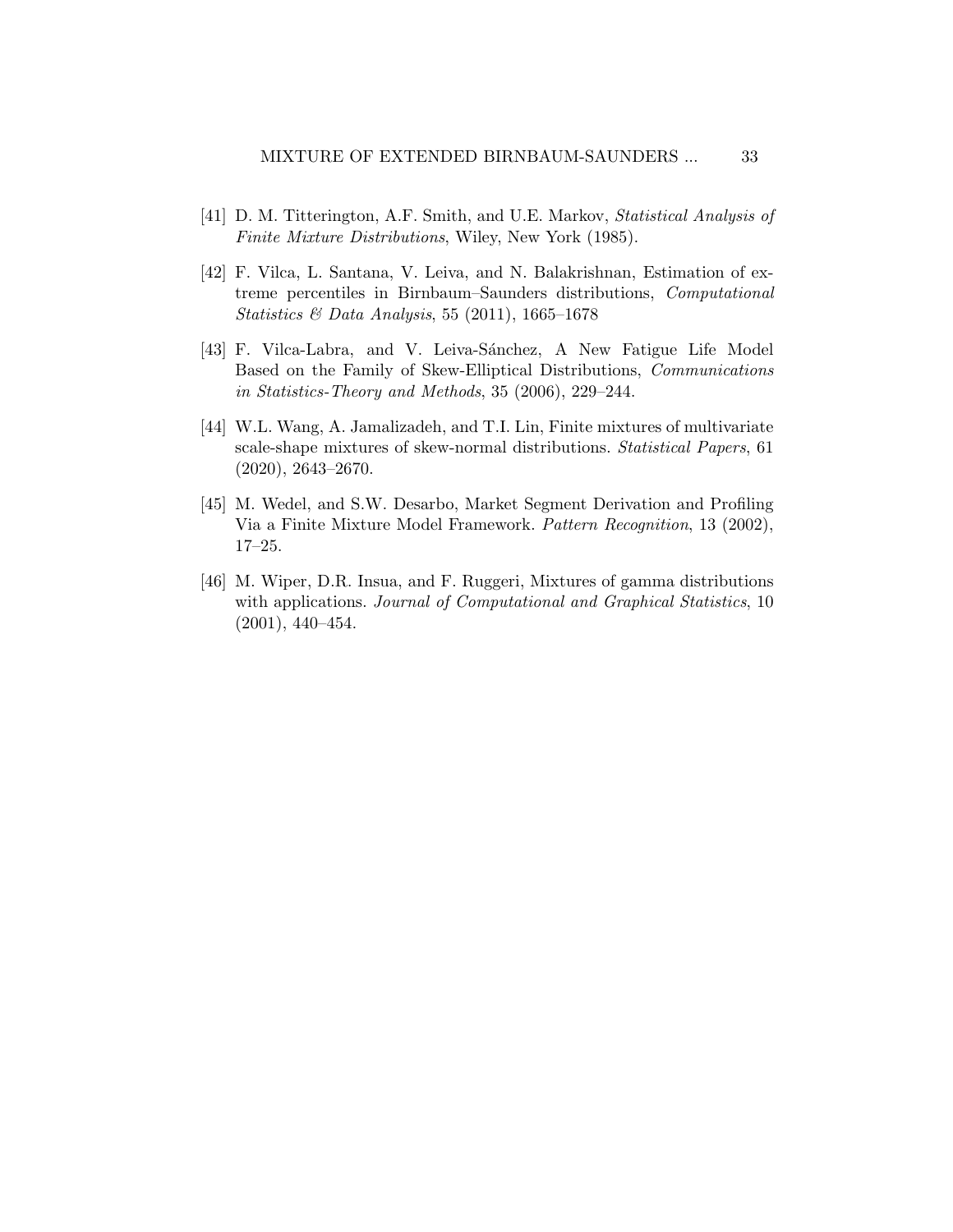[41] D. M. Titterington, A.F. Smith, and U.E. Markov, *Statistical Analysis of Finite Mixture Distributions*, Wiley, New York (1985).

[42] F. Vilca, L. Santana, V. Leiva, and N. Balakrishnan, Estimation of extreme percentiles in Birnbaum–Saunders distributions, *Computational Statistics & Data Analysis*, 55 (2011), 1665–1678

[43] F. Vilca-Labra, and V. Leiva-Sánchez, A New Fatigue Life Model Based on the Family of Skew-Elliptical Distributions, *Communications in Statistics-Theory and Methods*, 35 (2006), 229–244.

[44] W.L. Wang, A. Jamalizadeh, and T.I. Lin, Finite mixtures of multivariate scale-shape mixtures of skew-normal distributions. *Statistical Papers*, 61 (2020), 2643–2670.

[45] M. Wedel, and S.W. Desarbo, Market Segment Derivation and Profiling Via a Finite Mixture Model Framework. *Pattern Recognition*, 13 (2002), 17–25.

[46] M. Wiper, D.R. Insua, and F. Ruggeri, Mixtures of gamma distributions with applications. *Journal of Computational and Graphical Statistics*, 10 (2001), 440–454.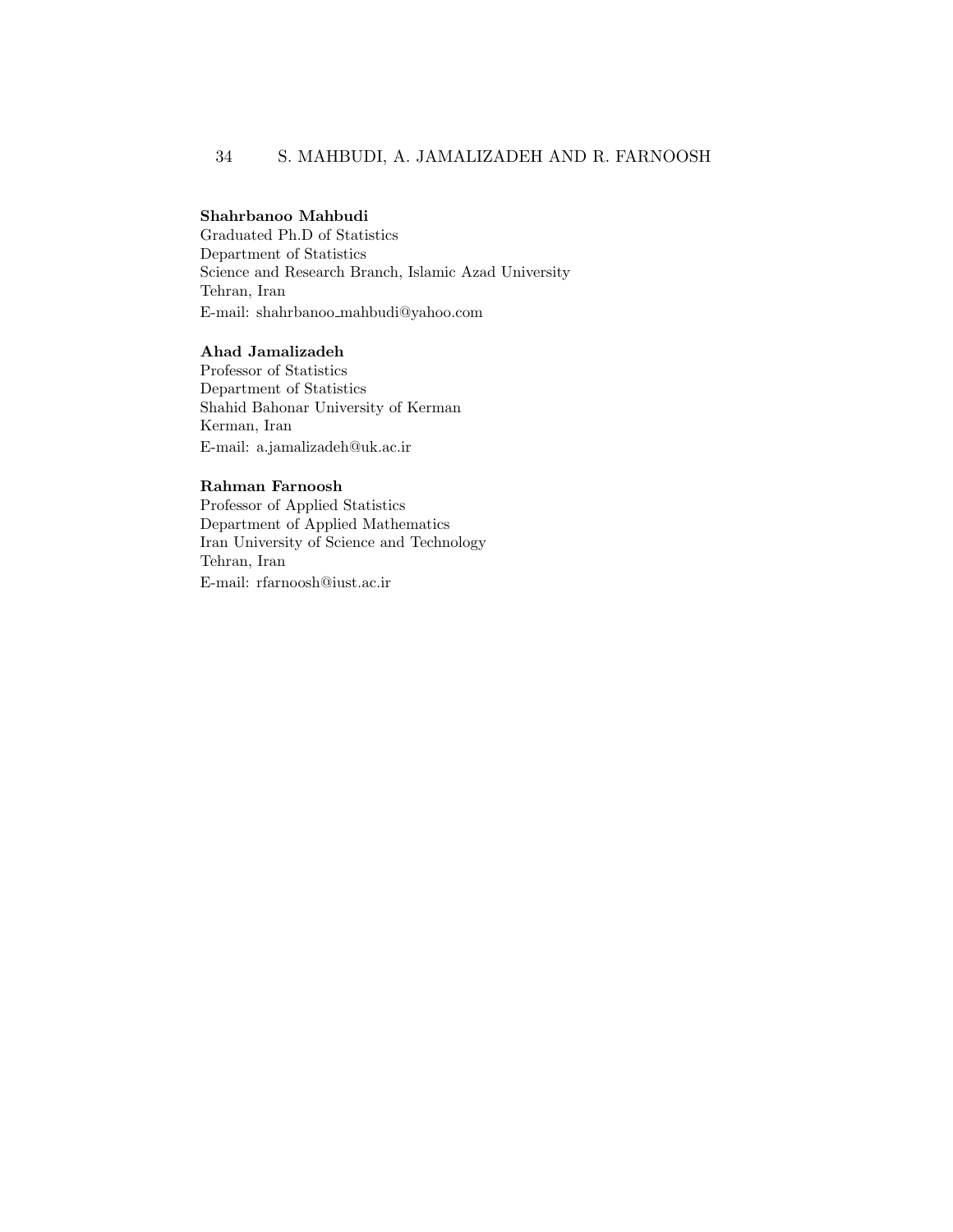**Shahrbanoo Mahbudi**
Graduated Ph.D of Statistics
Department of Statistics
Science and Research Branch, Islamic Azad University
Tehran, Iran
E-mail: shahrbanoo_mahbudi@yahoo.com

**Ahad Jamalizadeh**
Professor of Statistics
Department of Statistics
Shahid Bahonar University of Kerman
Kerman, Iran
E-mail: a.jamalizadeh@uk.ac.ir

**Rahman Farnoosh**
Professor of Applied Statistics
Department of Applied Mathematics
Iran University of Science and Technology
Tehran, Iran
E-mail: rfarnoosh@iust.ac.ir